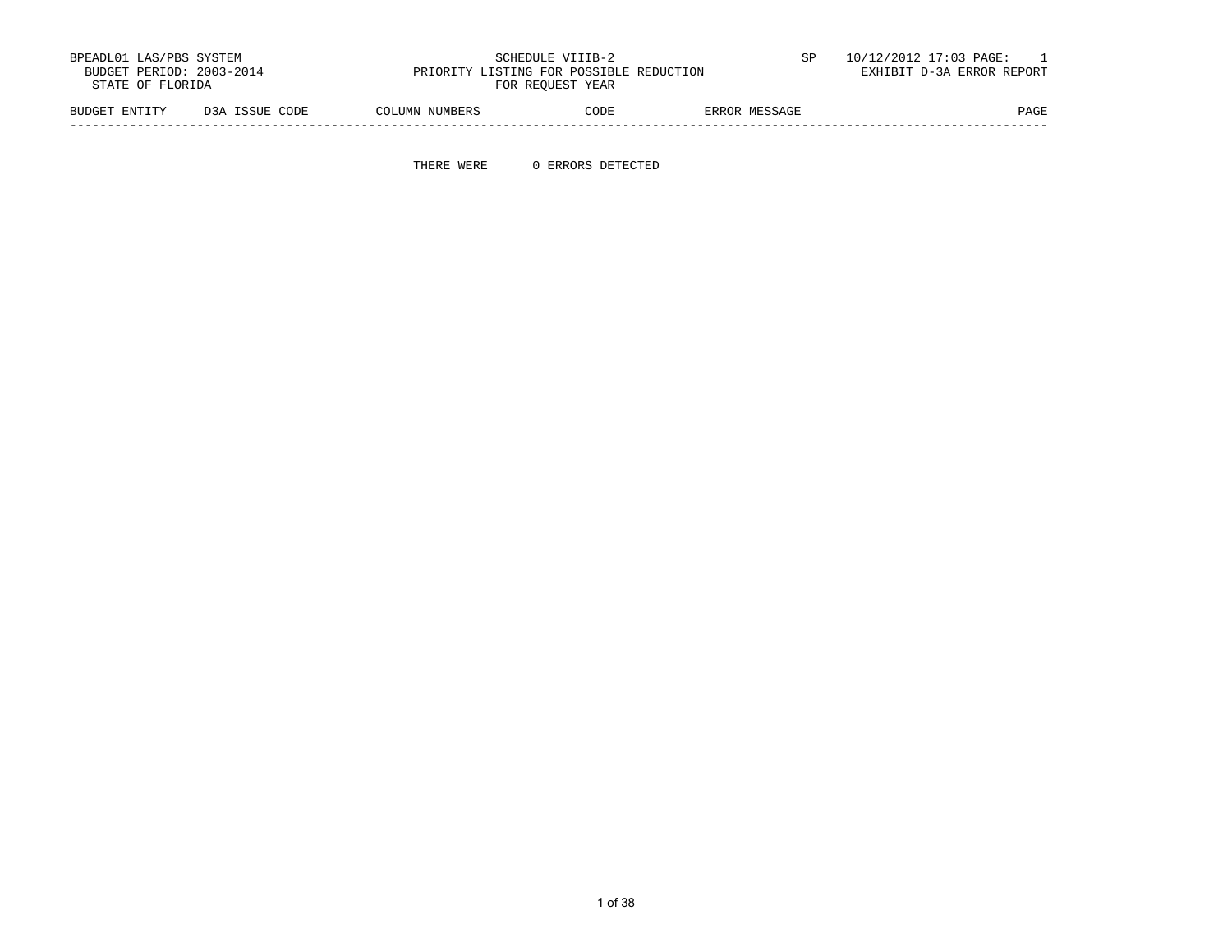BPEADL01 LAS/PBS SYSTEM
BUDGET PERIOD: 2003-2014
STATE OF FLORIDA

SCHEDULE VIIIB-2
PRIORITY LISTING FOR POSSIBLE REDUCTION
FOR REQUEST YEAR

SP 10/12/2012 17:03 PAGE: 1
EXHIBIT D-3A ERROR REPORT

| BUDGET ENTITY | D3A ISSUE CODE | COLUMN NUMBERS | CODE | ERROR MESSAGE | PAGE |
|---|---|---|---|---|---|

THERE WERE 0 ERRORS DETECTED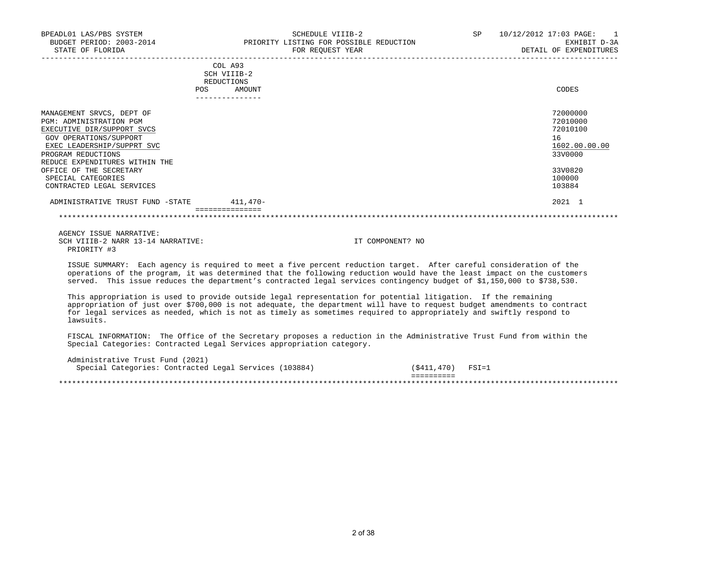BPEADL01 LAS/PBS SYSTEM — SCHEDULE VIIIB-2 — SP 10/12/2012 17:03 PAGE: 1
BUDGET PERIOD: 2003-2014 — PRIORITY LISTING FOR POSSIBLE REDUCTION — EXHIBIT D-3A
STATE OF FLORIDA — FOR REQUEST YEAR — DETAIL OF EXPENDITURES

| | COL A93 SCH VIIIB-2 REDUCTIONS POS | AMOUNT | CODES |
|---|---|---|---|
| MANAGEMENT SRVCS, DEPT OF | | | 72000000 |
| PGM: ADMINISTRATION PGM | | | 72010000 |
| EXECUTIVE DIR/SUPPORT SVCS | | | 72010100 |
| GOV OPERATIONS/SUPPORT | | | 16 |
| EXEC LEADERSHIP/SUPPRT SVC | | | 1602.00.00.00 |
| PROGRAM REDUCTIONS | | | 33V0000 |
| REDUCE EXPENDITURES WITHIN THE OFFICE OF THE SECRETARY | | | 33V0820 |
| SPECIAL CATEGORIES | | | 100000 |
| CONTRACTED LEGAL SERVICES | | | 103884 |
| ADMINISTRATIVE TRUST FUND -STATE | | 411,470- | 2021 1 |

AGENCY ISSUE NARRATIVE:

SCH VIIIB-2 NARR 13-14 NARRATIVE: IT COMPONENT? NO

PRIORITY #3

ISSUE SUMMARY: Each agency is required to meet a five percent reduction target. After careful consideration of the operations of the program, it was determined that the following reduction would have the least impact on the customers served. This issue reduces the department's contracted legal services contingency budget of $1,150,000 to $738,530.

This appropriation is used to provide outside legal representation for potential litigation. If the remaining appropriation of just over $700,000 is not adequate, the department will have to request budget amendments to contract for legal services as needed, which is not as timely as sometimes required to appropriately and swiftly respond to lawsuits.

FISCAL INFORMATION: The Office of the Secretary proposes a reduction in the Administrative Trust Fund from within the Special Categories: Contracted Legal Services appropriation category.

| Administrative Trust Fund (2021) | | |
|---|---|---|
| Special Categories: Contracted Legal Services (103884) | ($411,470) | FSI=1 |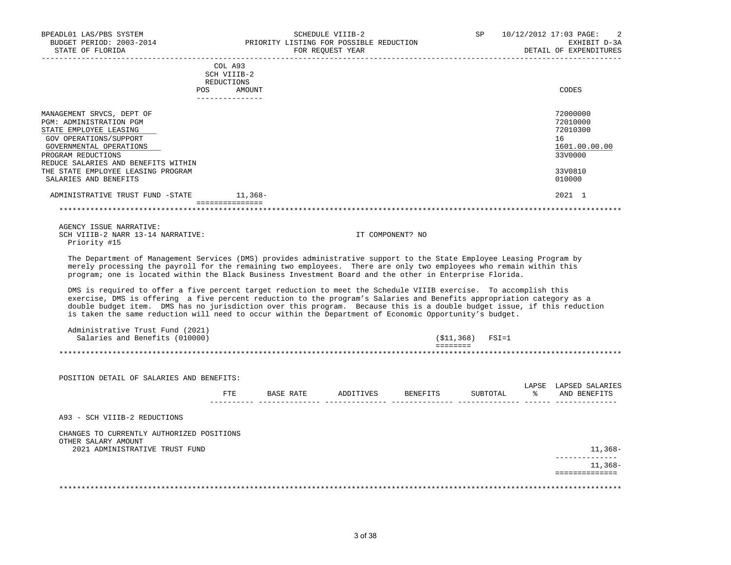BPEADL01 LAS/PBS SYSTEM — SCHEDULE VIIIB-2 — SP 10/12/2012 17:03 PAGE: 2
BUDGET PERIOD: 2003-2014 — PRIORITY LISTING FOR POSSIBLE REDUCTION — EXHIBIT D-3A
STATE OF FLORIDA — FOR REQUEST YEAR — DETAIL OF EXPENDITURES

| | COL A93 SCH VIIIB-2 REDUCTIONS POS | AMOUNT | CODES |
|---|---|---|---|
| MANAGEMENT SRVCS, DEPT OF | | | 72000000 |
| PGM: ADMINISTRATION PGM | | | 72010000 |
| STATE EMPLOYEE LEASING | | | 72010300 |
| GOV OPERATIONS/SUPPORT | | | 16 |
| GOVERNMENTAL OPERATIONS | | | 1601.00.00.00 |
| PROGRAM REDUCTIONS | | | 33V0000 |
| REDUCE SALARIES AND BENEFITS WITHIN THE STATE EMPLOYEE LEASING PROGRAM | | | 33V0810 |
| SALARIES AND BENEFITS | | | 010000 |
| ADMINISTRATIVE TRUST FUND -STATE | | 11,368- | 2021 1 |

AGENCY ISSUE NARRATIVE:
SCH VIIIB-2 NARR 13-14 NARRATIVE: IT COMPONENT? NO
Priority #15

The Department of Management Services (DMS) provides administrative support to the State Employee Leasing Program by merely processing the payroll for the remaining two employees. There are only two employees who remain within this program; one is located within the Black Business Investment Board and the other in Enterprise Florida.

DMS is required to offer a five percent target reduction to meet the Schedule VIIIB exercise. To accomplish this exercise, DMS is offering a five percent reduction to the program's Salaries and Benefits appropriation category as a double budget item. DMS has no jurisdiction over this program. Because this is a double budget issue, if this reduction is taken the same reduction will need to occur within the Department of Economic Opportunity's budget.

Administrative Trust Fund (2021)
Salaries and Benefits (010000) ($11,368) FSI=1

POSITION DETAIL OF SALARIES AND BENEFITS:

| | FTE | BASE RATE | ADDITIVES | BENEFITS | SUBTOTAL | LAPSE % | LAPSED SALARIES AND BENEFITS |
|---|---|---|---|---|---|---|---|
| A93 - SCH VIIIB-2 REDUCTIONS | | | | | | | |
| CHANGES TO CURRENTLY AUTHORIZED POSITIONS | | | | | | | |
| OTHER SALARY AMOUNT | | | | | | | |
| 2021 ADMINISTRATIVE TRUST FUND | | | | | | | 11,368- |
| | | | | | | | 11,368- |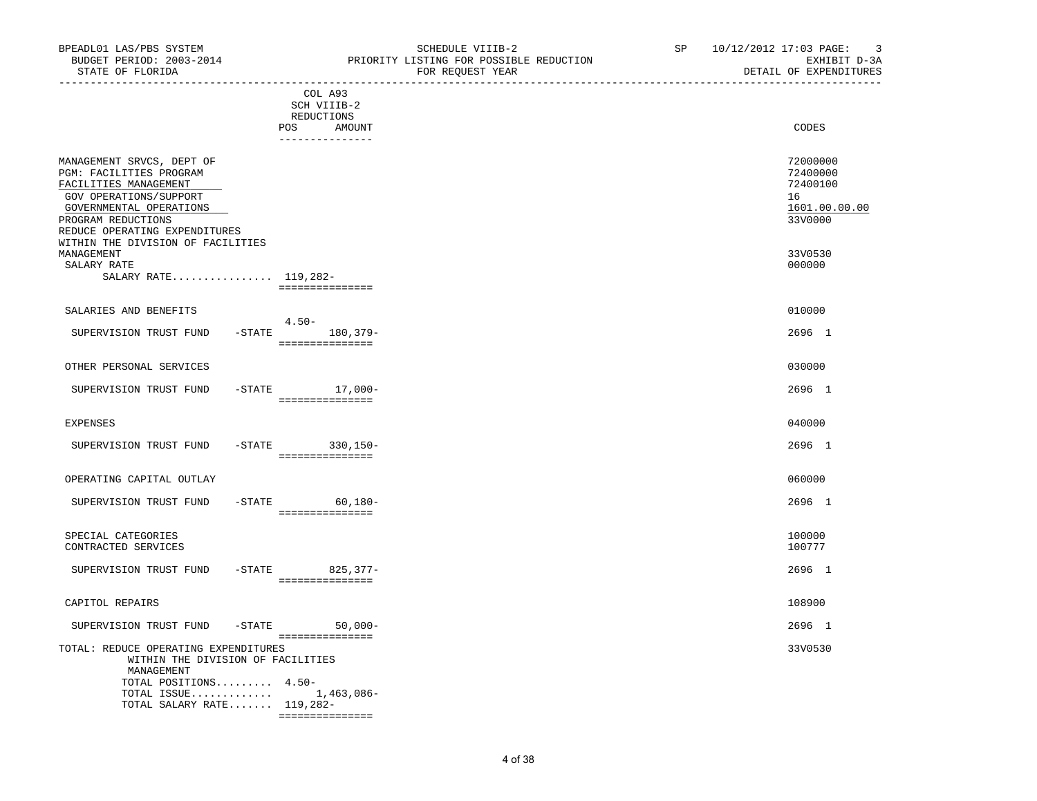BPEADL01 LAS/PBS SYSTEM — SCHEDULE VIIIB-2 — SP 10/12/2012 17:03 PAGE: 3
BUDGET PERIOD: 2003-2014 — PRIORITY LISTING FOR POSSIBLE REDUCTION — EXHIBIT D-3A
STATE OF FLORIDA — FOR REQUEST YEAR — DETAIL OF EXPENDITURES

| | COL A93 SCH VIIIB-2 REDUCTIONS POS | AMOUNT | CODES |
|---|---|---|---|
| MANAGEMENT SRVCS, DEPT OF | | | 72000000 |
| PGM: FACILITIES PROGRAM | | | 72400000 |
| FACILITIES MANAGEMENT | | | 72400100 |
| GOV OPERATIONS/SUPPORT | | | 16 |
| GOVERNMENTAL OPERATIONS | | | 1601.00.00.00 |
| PROGRAM REDUCTIONS | | | 33V0000 |
| REDUCE OPERATING EXPENDITURES WITHIN THE DIVISION OF FACILITIES MANAGEMENT | | | 33V0530 |
| SALARY RATE | | | 000000 |
| SALARY RATE................ | 119,282- | | |
| SALARIES AND BENEFITS | | | 010000 |
| SUPERVISION TRUST FUND -STATE | 4.50- | 180,379- | 2696 1 |
| OTHER PERSONAL SERVICES | | | 030000 |
| SUPERVISION TRUST FUND -STATE | | 17,000- | 2696 1 |
| EXPENSES | | | 040000 |
| SUPERVISION TRUST FUND -STATE | | 330,150- | 2696 1 |
| OPERATING CAPITAL OUTLAY | | | 060000 |
| SUPERVISION TRUST FUND -STATE | | 60,180- | 2696 1 |
| SPECIAL CATEGORIES | | | 100000 |
| CONTRACTED SERVICES | | | 100777 |
| SUPERVISION TRUST FUND -STATE | | 825,377- | 2696 1 |
| CAPITOL REPAIRS | | | 108900 |
| SUPERVISION TRUST FUND -STATE | | 50,000- | 2696 1 |
| TOTAL: REDUCE OPERATING EXPENDITURES WITHIN THE DIVISION OF FACILITIES MANAGEMENT | | | 33V0530 |
| TOTAL POSITIONS......... | 4.50- | | |
| TOTAL ISSUE............. | | 1,463,086- | |
| TOTAL SALARY RATE....... | 119,282- | | |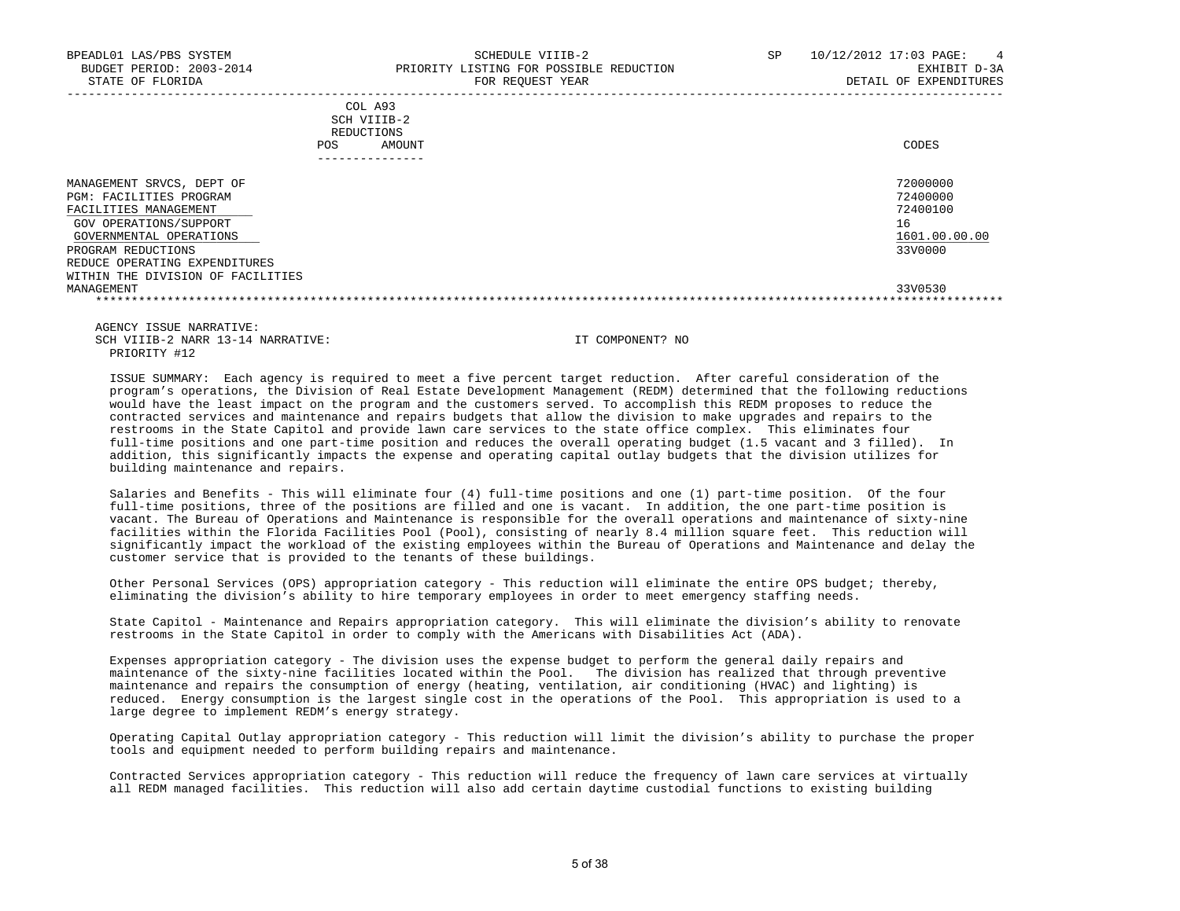BPEADL01 LAS/PBS SYSTEM | SCHEDULE VIIIB-2 | SP 10/12/2012 17:03 PAGE: 4
BUDGET PERIOD: 2003-2014 | PRIORITY LISTING FOR POSSIBLE REDUCTION | EXHIBIT D-3A
STATE OF FLORIDA | FOR REQUEST YEAR | DETAIL OF EXPENDITURES

| | COL A93 SCH VIIIB-2 REDUCTIONS POS AMOUNT | CODES |
|---|---|---|
| MANAGEMENT SRVCS, DEPT OF | | 72000000 |
| PGM: FACILITIES PROGRAM | | 72400000 |
| FACILITIES MANAGEMENT | | 72400100 |
| GOV OPERATIONS/SUPPORT | | 16 |
| GOVERNMENTAL OPERATIONS | | 1601.00.00.00 |
| PROGRAM REDUCTIONS | | 33V0000 |
| REDUCE OPERATING EXPENDITURES WITHIN THE DIVISION OF FACILITIES MANAGEMENT | | 33V0530 |

AGENCY ISSUE NARRATIVE:
SCH VIIIB-2 NARR 13-14 NARRATIVE: IT COMPONENT? NO
PRIORITY #12

ISSUE SUMMARY: Each agency is required to meet a five percent target reduction. After careful consideration of the program's operations, the Division of Real Estate Development Management (REDM) determined that the following reductions would have the least impact on the program and the customers served. To accomplish this REDM proposes to reduce the contracted services and maintenance and repairs budgets that allow the division to make upgrades and repairs to the restrooms in the State Capitol and provide lawn care services to the state office complex. This eliminates four full-time positions and one part-time position and reduces the overall operating budget (1.5 vacant and 3 filled). In addition, this significantly impacts the expense and operating capital outlay budgets that the division utilizes for building maintenance and repairs.

Salaries and Benefits - This will eliminate four (4) full-time positions and one (1) part-time position. Of the four full-time positions, three of the positions are filled and one is vacant. In addition, the one part-time position is vacant. The Bureau of Operations and Maintenance is responsible for the overall operations and maintenance of sixty-nine facilities within the Florida Facilities Pool (Pool), consisting of nearly 8.4 million square feet. This reduction will significantly impact the workload of the existing employees within the Bureau of Operations and Maintenance and delay the customer service that is provided to the tenants of these buildings.

Other Personal Services (OPS) appropriation category - This reduction will eliminate the entire OPS budget; thereby, eliminating the division's ability to hire temporary employees in order to meet emergency staffing needs.

State Capitol - Maintenance and Repairs appropriation category. This will eliminate the division's ability to renovate restrooms in the State Capitol in order to comply with the Americans with Disabilities Act (ADA).

Expenses appropriation category - The division uses the expense budget to perform the general daily repairs and maintenance of the sixty-nine facilities located within the Pool. The division has realized that through preventive maintenance and repairs the consumption of energy (heating, ventilation, air conditioning (HVAC) and lighting) is reduced. Energy consumption is the largest single cost in the operations of the Pool. This appropriation is used to a large degree to implement REDM's energy strategy.

Operating Capital Outlay appropriation category - This reduction will limit the division's ability to purchase the proper tools and equipment needed to perform building repairs and maintenance.

Contracted Services appropriation category - This reduction will reduce the frequency of lawn care services at virtually all REDM managed facilities. This reduction will also add certain daytime custodial functions to existing building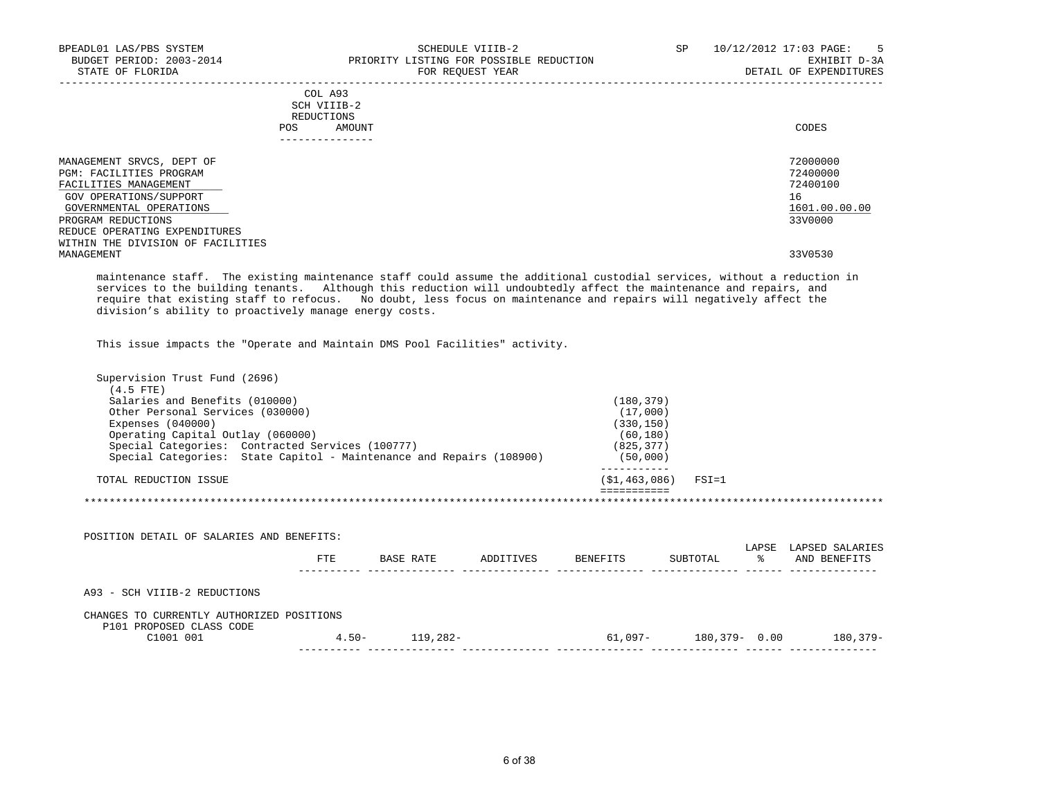BPEADL01 LAS/PBS SYSTEM — SCHEDULE VIIIB-2 — SP 10/12/2012 17:03 PAGE: 5
BUDGET PERIOD: 2003-2014 — PRIORITY LISTING FOR POSSIBLE REDUCTION — EXHIBIT D-3A
STATE OF FLORIDA — FOR REQUEST YEAR — DETAIL OF EXPENDITURES

COL A93 SCH VIIIB-2 REDUCTIONS — POS AMOUNT

| | CODES |
|---|---|
| MANAGEMENT SRVCS, DEPT OF | 72000000 |
| PGM: FACILITIES PROGRAM | 72400000 |
| FACILITIES MANAGEMENT | 72400100 |
| GOV OPERATIONS/SUPPORT | 16 |
| GOVERNMENTAL OPERATIONS | 1601.00.00.00 |
| PROGRAM REDUCTIONS | 33V0000 |
| REDUCE OPERATING EXPENDITURES WITHIN THE DIVISION OF FACILITIES MANAGEMENT | 33V0530 |

maintenance staff. The existing maintenance staff could assume the additional custodial services, without a reduction in services to the building tenants. Although this reduction will undoubtedly affect the maintenance and repairs, and require that existing staff to refocus. No doubt, less focus on maintenance and repairs will negatively affect the division's ability to proactively manage energy costs.

This issue impacts the "Operate and Maintain DMS Pool Facilities" activity.

Supervision Trust Fund (2696)
(4.5 FTE)

| | |
|---|---|
| Salaries and Benefits (010000) | (180,379) |
| Other Personal Services (030000) | (17,000) |
| Expenses (040000) | (330,150) |
| Operating Capital Outlay (060000) | (60,180) |
| Special Categories: Contracted Services (100777) | (825,377) |
| Special Categories: State Capitol - Maintenance and Repairs (108900) | (50,000) |
| TOTAL REDUCTION ISSUE | ($1,463,086) FSI=1 |

*****************************************************************************************************************

POSITION DETAIL OF SALARIES AND BENEFITS:

| | FTE | BASE RATE | ADDITIVES | BENEFITS | SUBTOTAL | LAPSE % | LAPSED SALARIES AND BENEFITS |
|---|---|---|---|---|---|---|---|
| A93 - SCH VIIIB-2 REDUCTIONS | | | | | | | |
| CHANGES TO CURRENTLY AUTHORIZED POSITIONS | | | | | | | |
| P101 PROPOSED CLASS CODE | | | | | | | |
| C1001 001 | 4.50- | 119,282- | | 61,097- | 180,379- | 0.00 | 180,379- |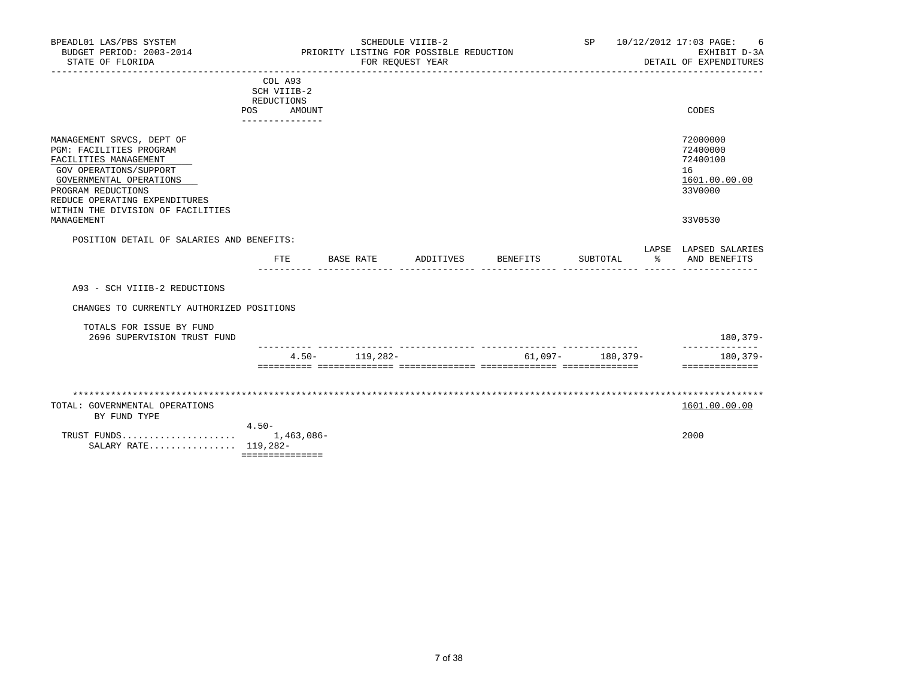BPEADL01 LAS/PBS SYSTEM
BUDGET PERIOD: 2003-2014
STATE OF FLORIDA

SCHEDULE VIIIB-2
PRIORITY LISTING FOR POSSIBLE REDUCTION
FOR REQUEST YEAR

SP 10/12/2012 17:03 PAGE: 6
EXHIBIT D-3A
DETAIL OF EXPENDITURES

| | COL A93 SCH VIIIB-2 REDUCTIONS POS | AMOUNT | CODES |
|---|---|---|---|
| MANAGEMENT SRVCS, DEPT OF | | | 72000000 |
| PGM: FACILITIES PROGRAM | | | 72400000 |
| FACILITIES MANAGEMENT | | | 72400100 |
| GOV OPERATIONS/SUPPORT | | | 16 |
| GOVERNMENTAL OPERATIONS | | | 1601.00.00.00 |
| PROGRAM REDUCTIONS | | | 33V0000 |
| REDUCE OPERATING EXPENDITURES WITHIN THE DIVISION OF FACILITIES MANAGEMENT | | | 33V0530 |

POSITION DETAIL OF SALARIES AND BENEFITS:

| | FTE | BASE RATE | ADDITIVES | BENEFITS | SUBTOTAL | LAPSE % | LAPSED SALARIES AND BENEFITS |
|---|---|---|---|---|---|---|---|
| A93 - SCH VIIIB-2 REDUCTIONS | | | | | | | |
| CHANGES TO CURRENTLY AUTHORIZED POSITIONS | | | | | | | |
| TOTALS FOR ISSUE BY FUND 2696 SUPERVISION TRUST FUND | | | | | | | 180,379- |
| | 4.50- | 119,282- | | 61,097- | 180,379- | | 180,379- |

| TOTAL: GOVERNMENTAL OPERATIONS BY FUND TYPE | | 1601.00.00.00 |
|---|---|---|
| | 4.50- | |
| TRUST FUNDS.................... | 1,463,086- | 2000 |
| SALARY RATE................ | 119,282- | |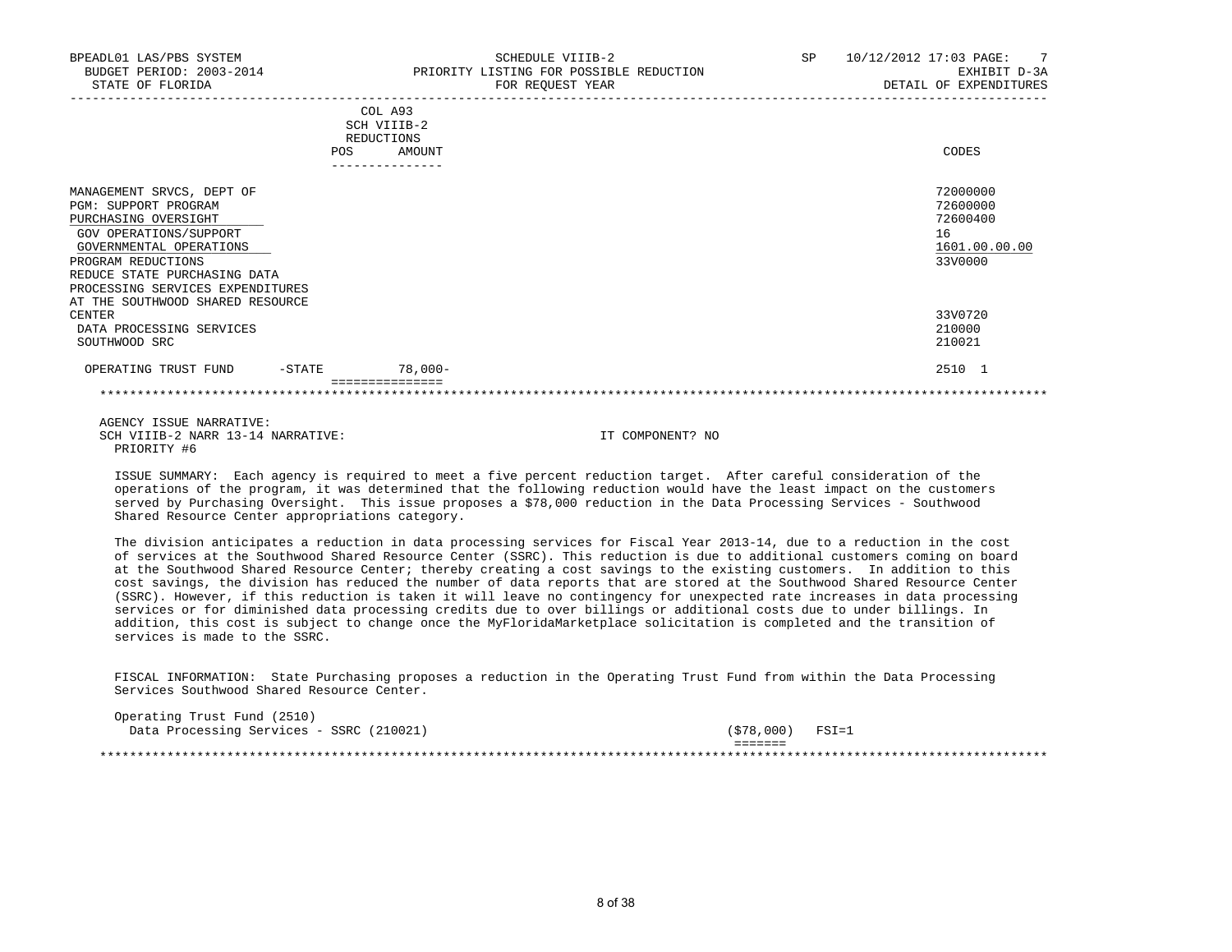BPEADL01 LAS/PBS SYSTEM — SCHEDULE VIIIB-2 — SP 10/12/2012 17:03 PAGE: 7
BUDGET PERIOD: 2003-2014 — PRIORITY LISTING FOR POSSIBLE REDUCTION — EXHIBIT D-3A
STATE OF FLORIDA — FOR REQUEST YEAR — DETAIL OF EXPENDITURES

| | COL A93 SCH VIIIB-2 REDUCTIONS POS AMOUNT | CODES |
|---|---|---|
| MANAGEMENT SRVCS, DEPT OF | | 72000000 |
| PGM: SUPPORT PROGRAM | | 72600000 |
| PURCHASING OVERSIGHT | | 72600400 |
| GOV OPERATIONS/SUPPORT | | 16 |
| GOVERNMENTAL OPERATIONS | | 1601.00.00.00 |
| PROGRAM REDUCTIONS | | 33V0000 |
| REDUCE STATE PURCHASING DATA PROCESSING SERVICES EXPENDITURES AT THE SOUTHWOOD SHARED RESOURCE CENTER | | 33V0720 |
| DATA PROCESSING SERVICES | | 210000 |
| SOUTHWOOD SRC | | 210021 |
| OPERATING TRUST FUND -STATE | 78,000- | 2510 1 |

AGENCY ISSUE NARRATIVE:
SCH VIIIB-2 NARR 13-14 NARRATIVE: IT COMPONENT? NO
PRIORITY #6

ISSUE SUMMARY: Each agency is required to meet a five percent reduction target. After careful consideration of the operations of the program, it was determined that the following reduction would have the least impact on the customers served by Purchasing Oversight. This issue proposes a $78,000 reduction in the Data Processing Services - Southwood Shared Resource Center appropriations category.

The division anticipates a reduction in data processing services for Fiscal Year 2013-14, due to a reduction in the cost of services at the Southwood Shared Resource Center (SSRC). This reduction is due to additional customers coming on board at the Southwood Shared Resource Center; thereby creating a cost savings to the existing customers. In addition to this cost savings, the division has reduced the number of data reports that are stored at the Southwood Shared Resource Center (SSRC). However, if this reduction is taken it will leave no contingency for unexpected rate increases in data processing services or for diminished data processing credits due to over billings or additional costs due to under billings. In addition, this cost is subject to change once the MyFloridaMarketplace solicitation is completed and the transition of services is made to the SSRC.

FISCAL INFORMATION: State Purchasing proposes a reduction in the Operating Trust Fund from within the Data Processing Services Southwood Shared Resource Center.

Operating Trust Fund (2510)

| | | |
|---|---|---|
| Data Processing Services - SSRC (210021) | ($78,000) | FSI=1 |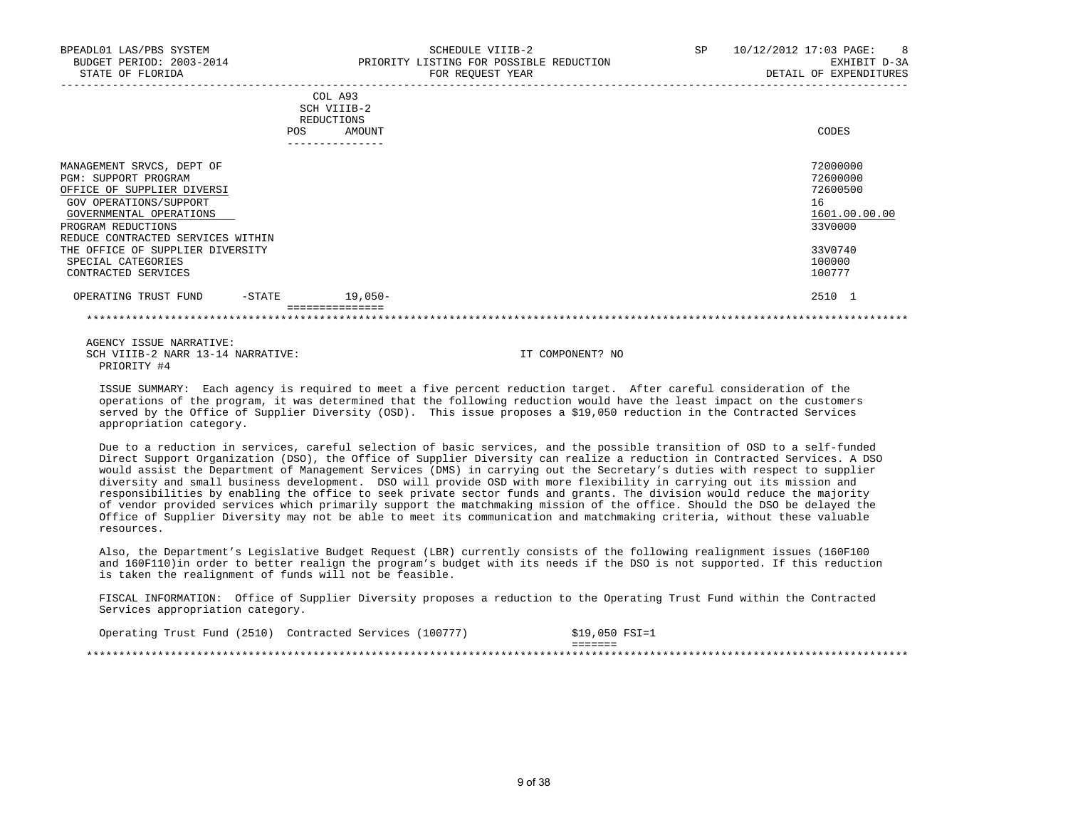BPEADL01 LAS/PBS SYSTEM | SCHEDULE VIIIB-2 | SP 10/12/2012 17:03 PAGE: 8
BUDGET PERIOD: 2003-2014 | PRIORITY LISTING FOR POSSIBLE REDUCTION | EXHIBIT D-3A
STATE OF FLORIDA | FOR REQUEST YEAR | DETAIL OF EXPENDITURES

| | COL A93 SCH VIIIB-2 REDUCTIONS POS | AMOUNT | CODES |
|---|---|---|---|
| MANAGEMENT SRVCS, DEPT OF | | | 72000000 |
| PGM: SUPPORT PROGRAM | | | 72600000 |
| OFFICE OF SUPPLIER DIVERSI | | | 72600500 |
| GOV OPERATIONS/SUPPORT | | | 16 |
| GOVERNMENTAL OPERATIONS | | | 1601.00.00.00 |
| PROGRAM REDUCTIONS | | | 33V0000 |
| REDUCE CONTRACTED SERVICES WITHIN THE OFFICE OF SUPPLIER DIVERSITY | | | 33V0740 |
| SPECIAL CATEGORIES | | | 100000 |
| CONTRACTED SERVICES | | | 100777 |
| OPERATING TRUST FUND -STATE | | 19,050- | 2510 1 |

AGENCY ISSUE NARRATIVE:
SCH VIIIB-2 NARR 13-14 NARRATIVE: IT COMPONENT? NO
PRIORITY #4

ISSUE SUMMARY: Each agency is required to meet a five percent reduction target. After careful consideration of the operations of the program, it was determined that the following reduction would have the least impact on the customers served by the Office of Supplier Diversity (OSD). This issue proposes a $19,050 reduction in the Contracted Services appropriation category.

Due to a reduction in services, careful selection of basic services, and the possible transition of OSD to a self-funded Direct Support Organization (DSO), the Office of Supplier Diversity can realize a reduction in Contracted Services. A DSO would assist the Department of Management Services (DMS) in carrying out the Secretary's duties with respect to supplier diversity and small business development. DSO will provide OSD with more flexibility in carrying out its mission and responsibilities by enabling the office to seek private sector funds and grants. The division would reduce the majority of vendor provided services which primarily support the matchmaking mission of the office. Should the DSO be delayed the Office of Supplier Diversity may not be able to meet its communication and matchmaking criteria, without these valuable resources.

Also, the Department's Legislative Budget Request (LBR) currently consists of the following realignment issues (160F100 and 160F110)in order to better realign the program's budget with its needs if the DSO is not supported. If this reduction is taken the realignment of funds will not be feasible.

FISCAL INFORMATION: Office of Supplier Diversity proposes a reduction to the Operating Trust Fund within the Contracted Services appropriation category.

Operating Trust Fund (2510) Contracted Services (100777) $19,050 FSI=1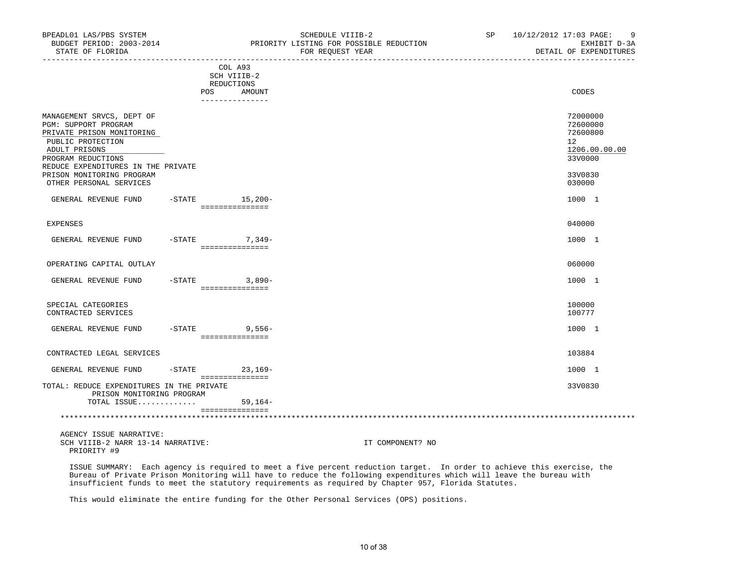BPEADL01 LAS/PBS SYSTEM — SCHEDULE VIIIB-2 — SP 10/12/2012 17:03 PAGE: 9
BUDGET PERIOD: 2003-2014 — PRIORITY LISTING FOR POSSIBLE REDUCTION — EXHIBIT D-3A
STATE OF FLORIDA — FOR REQUEST YEAR — DETAIL OF EXPENDITURES

| | COL A93 SCH VIIIB-2 REDUCTIONS POS AMOUNT | CODES |
|---|---|---|
| MANAGEMENT SRVCS, DEPT OF | | 72000000 |
| PGM: SUPPORT PROGRAM | | 72600000 |
| PRIVATE PRISON MONITORING | | 72600800 |
| PUBLIC PROTECTION | | 12 |
| ADULT PRISONS | | 1206.00.00.00 |
| PROGRAM REDUCTIONS | | 33V0000 |
| REDUCE EXPENDITURES IN THE PRIVATE PRISON MONITORING PROGRAM | | 33V0830 |
| OTHER PERSONAL SERVICES | | 030000 |
| GENERAL REVENUE FUND -STATE | 15,200- | 1000 1 |
| EXPENSES | | 040000 |
| GENERAL REVENUE FUND -STATE | 7,349- | 1000 1 |
| OPERATING CAPITAL OUTLAY | | 060000 |
| GENERAL REVENUE FUND -STATE | 3,890- | 1000 1 |
| SPECIAL CATEGORIES | | 100000 |
| CONTRACTED SERVICES | | 100777 |
| GENERAL REVENUE FUND -STATE | 9,556- | 1000 1 |
| CONTRACTED LEGAL SERVICES | | 103884 |
| GENERAL REVENUE FUND -STATE | 23,169- | 1000 1 |
| TOTAL: REDUCE EXPENDITURES IN THE PRIVATE PRISON MONITORING PROGRAM | | 33V0830 |
| TOTAL ISSUE............ | 59,164- | |

AGENCY ISSUE NARRATIVE:
SCH VIIIB-2 NARR 13-14 NARRATIVE: IT COMPONENT? NO
PRIORITY #9

ISSUE SUMMARY: Each agency is required to meet a five percent reduction target. In order to achieve this exercise, the Bureau of Private Prison Monitoring will have to reduce the following expenditures which will leave the bureau with insufficient funds to meet the statutory requirements as required by Chapter 957, Florida Statutes.

This would eliminate the entire funding for the Other Personal Services (OPS) positions.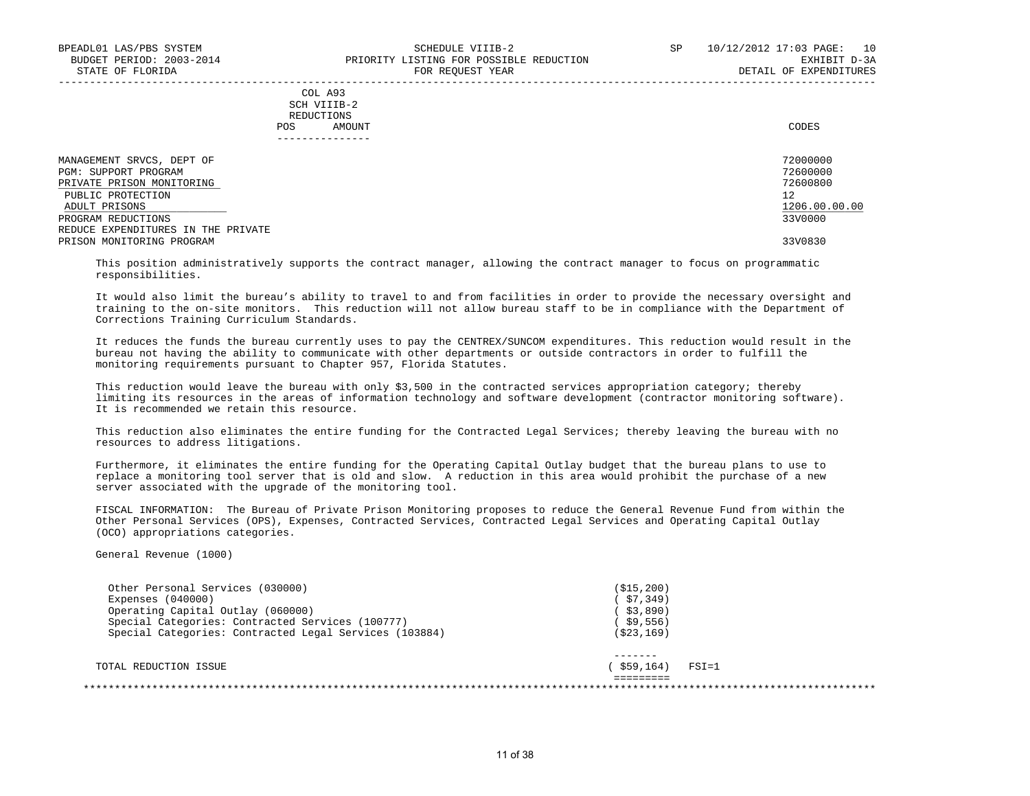BPEADL01 LAS/PBS SYSTEM — SCHEDULE VIIIB-2 — SP 10/12/2012 17:03 PAGE: 10
BUDGET PERIOD: 2003-2014 — PRIORITY LISTING FOR POSSIBLE REDUCTION — EXHIBIT D-3A
STATE OF FLORIDA — FOR REQUEST YEAR — DETAIL OF EXPENDITURES

COL A93
SCH VIIIB-2
REDUCTIONS
POS AMOUNT

| | CODES |
|---|---|
| MANAGEMENT SRVCS, DEPT OF | 72000000 |
| PGM: SUPPORT PROGRAM | 72600000 |
| PRIVATE PRISON MONITORING | 72600800 |
| PUBLIC PROTECTION | 12 |
| ADULT PRISONS | 1206.00.00.00 |
| PROGRAM REDUCTIONS | 33V0000 |
| REDUCE EXPENDITURES IN THE PRIVATE PRISON MONITORING PROGRAM | 33V0830 |

This position administratively supports the contract manager, allowing the contract manager to focus on programmatic responsibilities.

It would also limit the bureau's ability to travel to and from facilities in order to provide the necessary oversight and training to the on-site monitors. This reduction will not allow bureau staff to be in compliance with the Department of Corrections Training Curriculum Standards.

It reduces the funds the bureau currently uses to pay the CENTREX/SUNCOM expenditures. This reduction would result in the bureau not having the ability to communicate with other departments or outside contractors in order to fulfill the monitoring requirements pursuant to Chapter 957, Florida Statutes.

This reduction would leave the bureau with only $3,500 in the contracted services appropriation category; thereby limiting its resources in the areas of information technology and software development (contractor monitoring software). It is recommended we retain this resource.

This reduction also eliminates the entire funding for the Contracted Legal Services; thereby leaving the bureau with no resources to address litigations.

Furthermore, it eliminates the entire funding for the Operating Capital Outlay budget that the bureau plans to use to replace a monitoring tool server that is old and slow. A reduction in this area would prohibit the purchase of a new server associated with the upgrade of the monitoring tool.

FISCAL INFORMATION: The Bureau of Private Prison Monitoring proposes to reduce the General Revenue Fund from within the Other Personal Services (OPS), Expenses, Contracted Services, Contracted Legal Services and Operating Capital Outlay (OCO) appropriations categories.

General Revenue (1000)

| Category | Amount | |
|---|---|---|
| Other Personal Services (030000) | ($15,200) | |
| Expenses (040000) | ( $7,349) | |
| Operating Capital Outlay (060000) | ( $3,890) | |
| Special Categories: Contracted Services (100777) | ( $9,556) | |
| Special Categories: Contracted Legal Services (103884) | ($23,169) | |
| TOTAL REDUCTION ISSUE | ( $59,164) | FSI=1 |

************************************************************************************************************************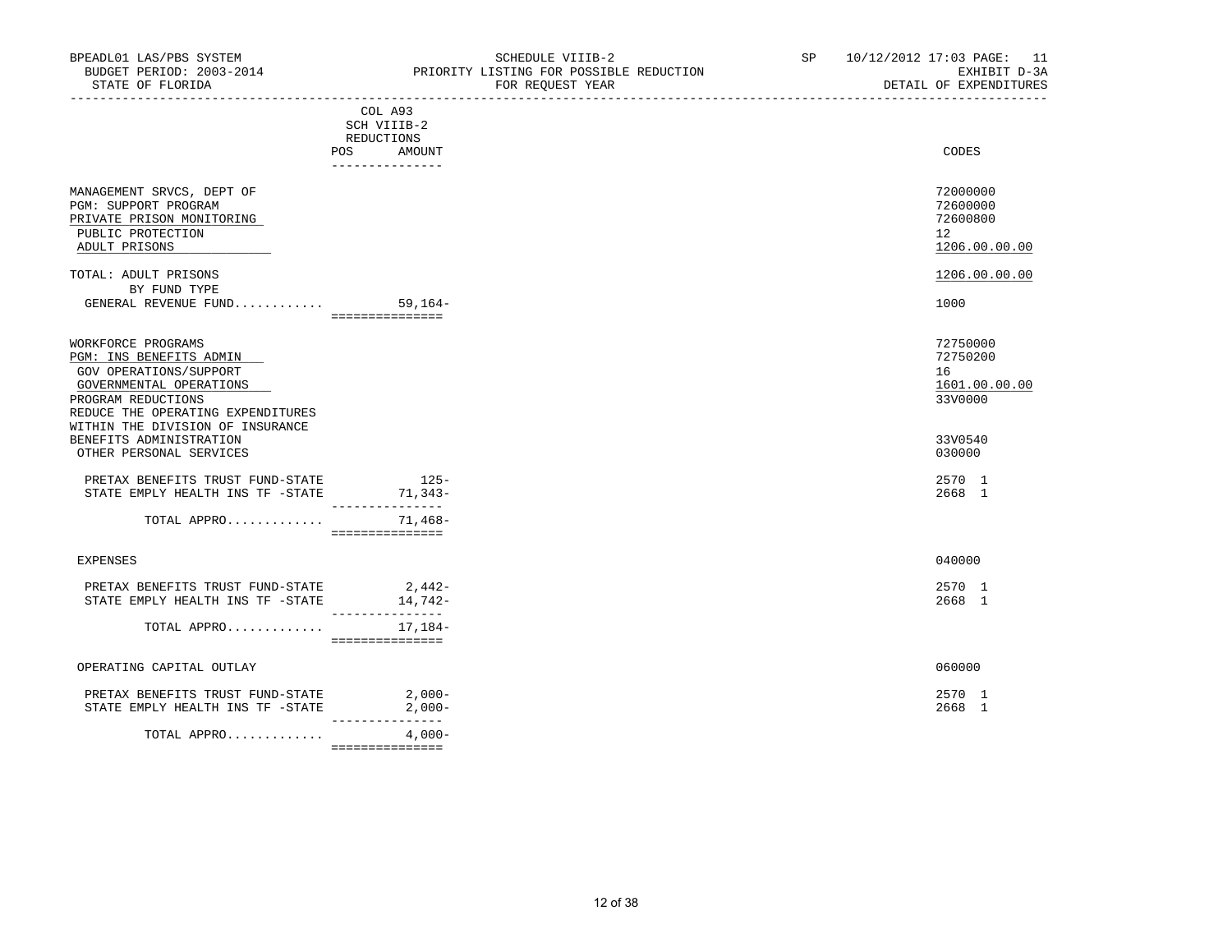BPEADL01 LAS/PBS SYSTEM — SCHEDULE VIIIB-2 — SP 10/12/2012 17:03 PAGE: 11
BUDGET PERIOD: 2003-2014 — PRIORITY LISTING FOR POSSIBLE REDUCTION — EXHIBIT D-3A
STATE OF FLORIDA — FOR REQUEST YEAR — DETAIL OF EXPENDITURES

| | COL A93 SCH VIIIB-2 REDUCTIONS POS AMOUNT | CODES |
|---|---|---|
| MANAGEMENT SRVCS, DEPT OF | | 72000000 |
| PGM: SUPPORT PROGRAM | | 72600000 |
| PRIVATE PRISON MONITORING | | 72600800 |
| PUBLIC PROTECTION | | 12 |
| ADULT PRISONS | | 1206.00.00.00 |
| TOTAL: ADULT PRISONS | | 1206.00.00.00 |
| BY FUND TYPE | | |
| GENERAL REVENUE FUND............ | 59,164- | 1000 |
| WORKFORCE PROGRAMS | | 72750000 |
| PGM: INS BENEFITS ADMIN | | 72750200 |
| GOV OPERATIONS/SUPPORT | | 16 |
| GOVERNMENTAL OPERATIONS | | 1601.00.00.00 |
| PROGRAM REDUCTIONS | | 33V0000 |
| REDUCE THE OPERATING EXPENDITURES WITHIN THE DIVISION OF INSURANCE BENEFITS ADMINISTRATION | | 33V0540 |
| OTHER PERSONAL SERVICES | | 030000 |
| PRETAX BENEFITS TRUST FUND-STATE | 125- | 2570 1 |
| STATE EMPLY HEALTH INS TF -STATE | 71,343- | 2668 1 |
| TOTAL APPRO............. | 71,468- | |
| EXPENSES | | 040000 |
| PRETAX BENEFITS TRUST FUND-STATE | 2,442- | 2570 1 |
| STATE EMPLY HEALTH INS TF -STATE | 14,742- | 2668 1 |
| TOTAL APPRO............. | 17,184- | |
| OPERATING CAPITAL OUTLAY | | 060000 |
| PRETAX BENEFITS TRUST FUND-STATE | 2,000- | 2570 1 |
| STATE EMPLY HEALTH INS TF -STATE | 2,000- | 2668 1 |
| TOTAL APPRO............. | 4,000- | |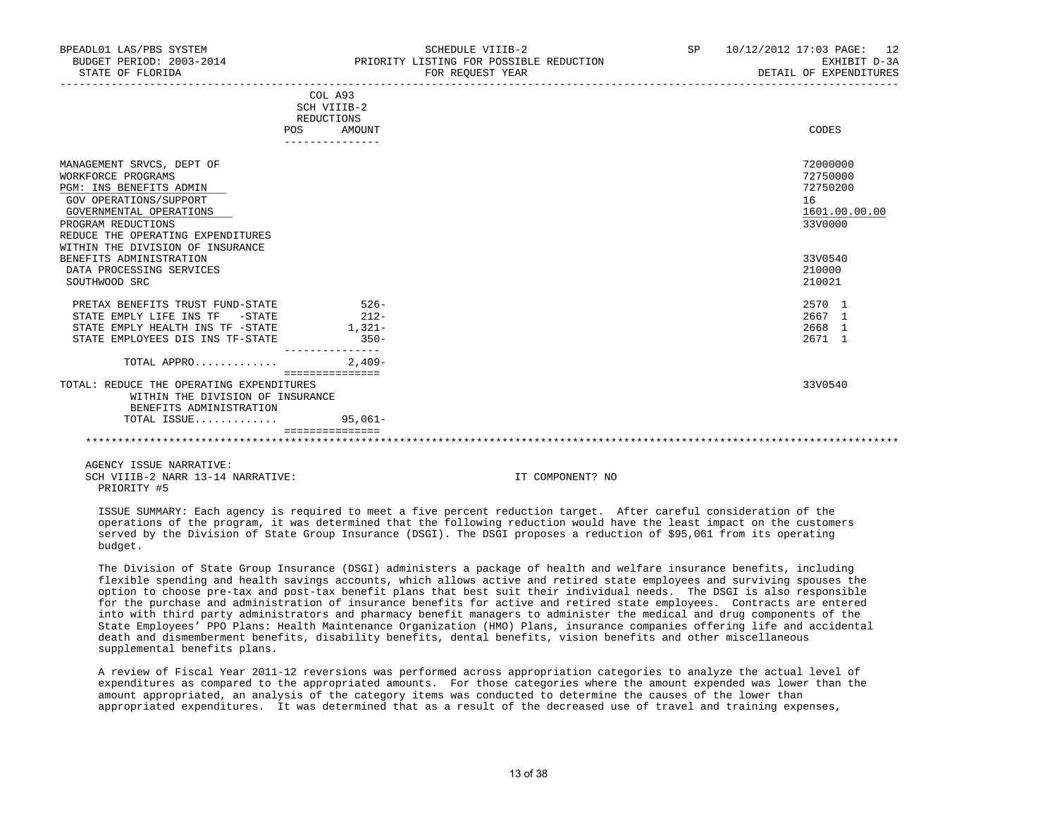BPEADL01 LAS/PBS SYSTEM | SCHEDULE VIIIB-2 | SP 10/12/2012 17:03 PAGE: 12
BUDGET PERIOD: 2003-2014 | PRIORITY LISTING FOR POSSIBLE REDUCTION | EXHIBIT D-3A
STATE OF FLORIDA | FOR REQUEST YEAR | DETAIL OF EXPENDITURES

| | COL A93 SCH VIIIB-2 REDUCTIONS POS AMOUNT | CODES |
|---|---|---|
| MANAGEMENT SRVCS, DEPT OF | | 72000000 |
| WORKFORCE PROGRAMS | | 72750000 |
| PGM: INS BENEFITS ADMIN | | 72750200 |
| GOV OPERATIONS/SUPPORT | | 16 |
| GOVERNMENTAL OPERATIONS | | 1601.00.00.00 |
| PROGRAM REDUCTIONS | | 33V0000 |
| REDUCE THE OPERATING EXPENDITURES WITHIN THE DIVISION OF INSURANCE BENEFITS ADMINISTRATION | | 33V0540 |
| DATA PROCESSING SERVICES | | 210000 |
| SOUTHWOOD SRC | | 210021 |
| PRETAX BENEFITS TRUST FUND-STATE | 526- | 2570 1 |
| STATE EMPLY LIFE INS TF -STATE | 212- | 2667 1 |
| STATE EMPLY HEALTH INS TF -STATE | 1,321- | 2668 1 |
| STATE EMPLOYEES DIS INS TF-STATE | 350- | 2671 1 |
| TOTAL APPRO............ | 2,409- | |
| TOTAL: REDUCE THE OPERATING EXPENDITURES WITHIN THE DIVISION OF INSURANCE BENEFITS ADMINISTRATION | | 33V0540 |
| TOTAL ISSUE............ | 95,061- | |

AGENCY ISSUE NARRATIVE:
SCH VIIIB-2 NARR 13-14 NARRATIVE: IT COMPONENT? NO
PRIORITY #5

ISSUE SUMMARY: Each agency is required to meet a five percent reduction target. After careful consideration of the operations of the program, it was determined that the following reduction would have the least impact on the customers served by the Division of State Group Insurance (DSGI). The DSGI proposes a reduction of $95,061 from its operating budget.

The Division of State Group Insurance (DSGI) administers a package of health and welfare insurance benefits, including flexible spending and health savings accounts, which allows active and retired state employees and surviving spouses the option to choose pre-tax and post-tax benefit plans that best suit their individual needs. The DSGI is also responsible for the purchase and administration of insurance benefits for active and retired state employees. Contracts are entered into with third party administrators and pharmacy benefit managers to administer the medical and drug components of the State Employees' PPO Plans: Health Maintenance Organization (HMO) Plans, insurance companies offering life and accidental death and dismemberment benefits, disability benefits, dental benefits, vision benefits and other miscellaneous supplemental benefits plans.

A review of Fiscal Year 2011-12 reversions was performed across appropriation categories to analyze the actual level of expenditures as compared to the appropriated amounts. For those categories where the amount expended was lower than the amount appropriated, an analysis of the category items was conducted to determine the causes of the lower than appropriated expenditures. It was determined that as a result of the decreased use of travel and training expenses,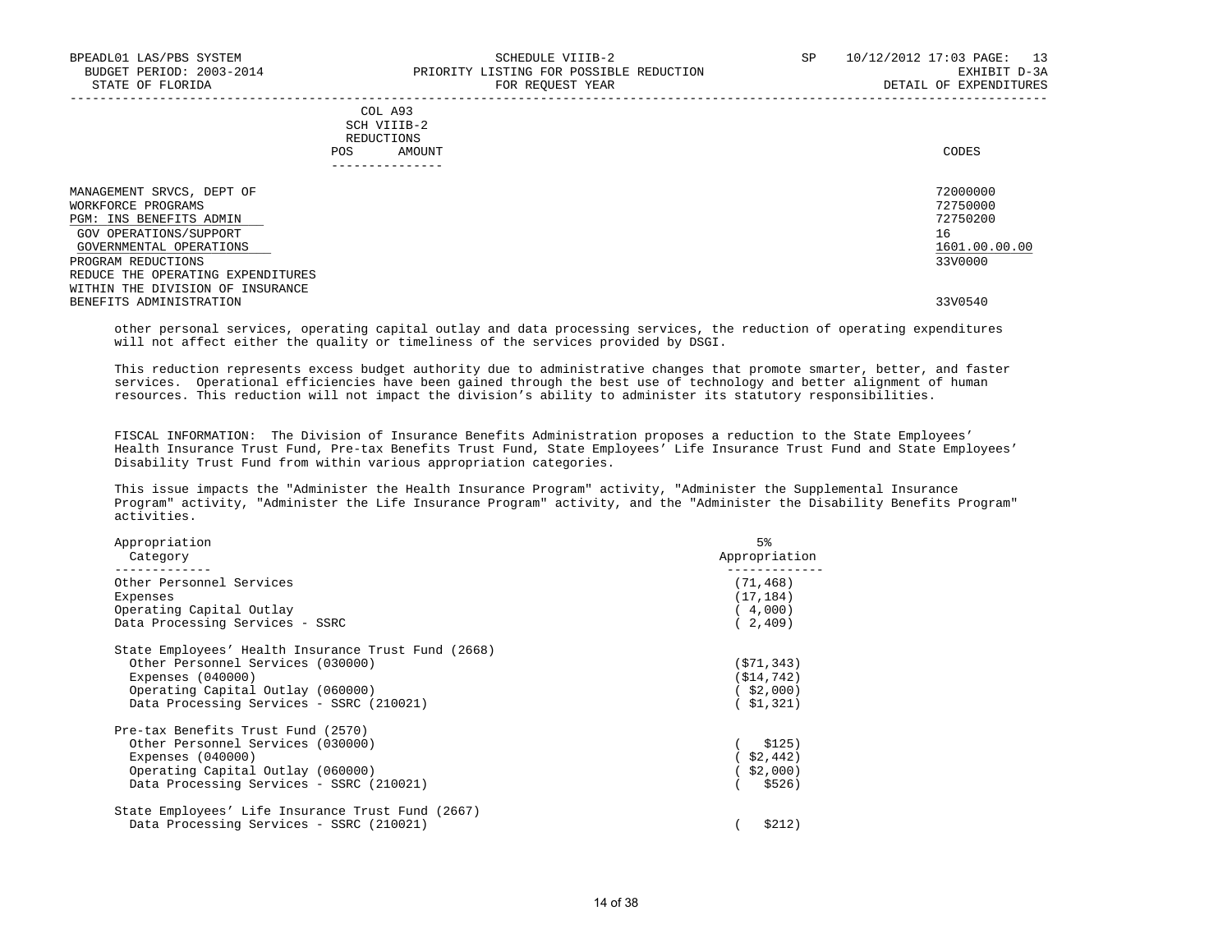| | COL A93 SCH VIIIB-2 REDUCTIONS POS AMOUNT | CODES |
|---|---|---|
| MANAGEMENT SRVCS, DEPT OF | | 72000000 |
| WORKFORCE PROGRAMS | | 72750000 |
| PGM: INS BENEFITS ADMIN | | 72750200 |
| GOV OPERATIONS/SUPPORT | | 16 |
| GOVERNMENTAL OPERATIONS | | 1601.00.00.00 |
| PROGRAM REDUCTIONS | | 33V0000 |
| REDUCE THE OPERATING EXPENDITURES WITHIN THE DIVISION OF INSURANCE BENEFITS ADMINISTRATION | | 33V0540 |

other personal services, operating capital outlay and data processing services, the reduction of operating expenditures will not affect either the quality or timeliness of the services provided by DSGI.

This reduction represents excess budget authority due to administrative changes that promote smarter, better, and faster services. Operational efficiencies have been gained through the best use of technology and better alignment of human resources. This reduction will not impact the division's ability to administer its statutory responsibilities.

FISCAL INFORMATION: The Division of Insurance Benefits Administration proposes a reduction to the State Employees' Health Insurance Trust Fund, Pre-tax Benefits Trust Fund, State Employees' Life Insurance Trust Fund and State Employees' Disability Trust Fund from within various appropriation categories.

This issue impacts the "Administer the Health Insurance Program" activity, "Administer the Supplemental Insurance Program" activity, "Administer the Life Insurance Program" activity, and the "Administer the Disability Benefits Program" activities.

| Appropriation Category | 5% Appropriation |
|---|---|
| Other Personnel Services | (71,468) |
| Expenses | (17,184) |
| Operating Capital Outlay | ( 4,000) |
| Data Processing Services - SSRC | ( 2,409) |
| | |
| State Employees' Health Insurance Trust Fund (2668) | |
| Other Personnel Services (030000) | ($71,343) |
| Expenses (040000) | ($14,742) |
| Operating Capital Outlay (060000) | ( $2,000) |
| Data Processing Services - SSRC (210021) | ( $1,321) |
| | |
| Pre-tax Benefits Trust Fund (2570) | |
| Other Personnel Services (030000) | ( $125) |
| Expenses (040000) | ( $2,442) |
| Operating Capital Outlay (060000) | ( $2,000) |
| Data Processing Services - SSRC (210021) | ( $526) |
| | |
| State Employees' Life Insurance Trust Fund (2667) | |
| Data Processing Services - SSRC (210021) | ( $212) |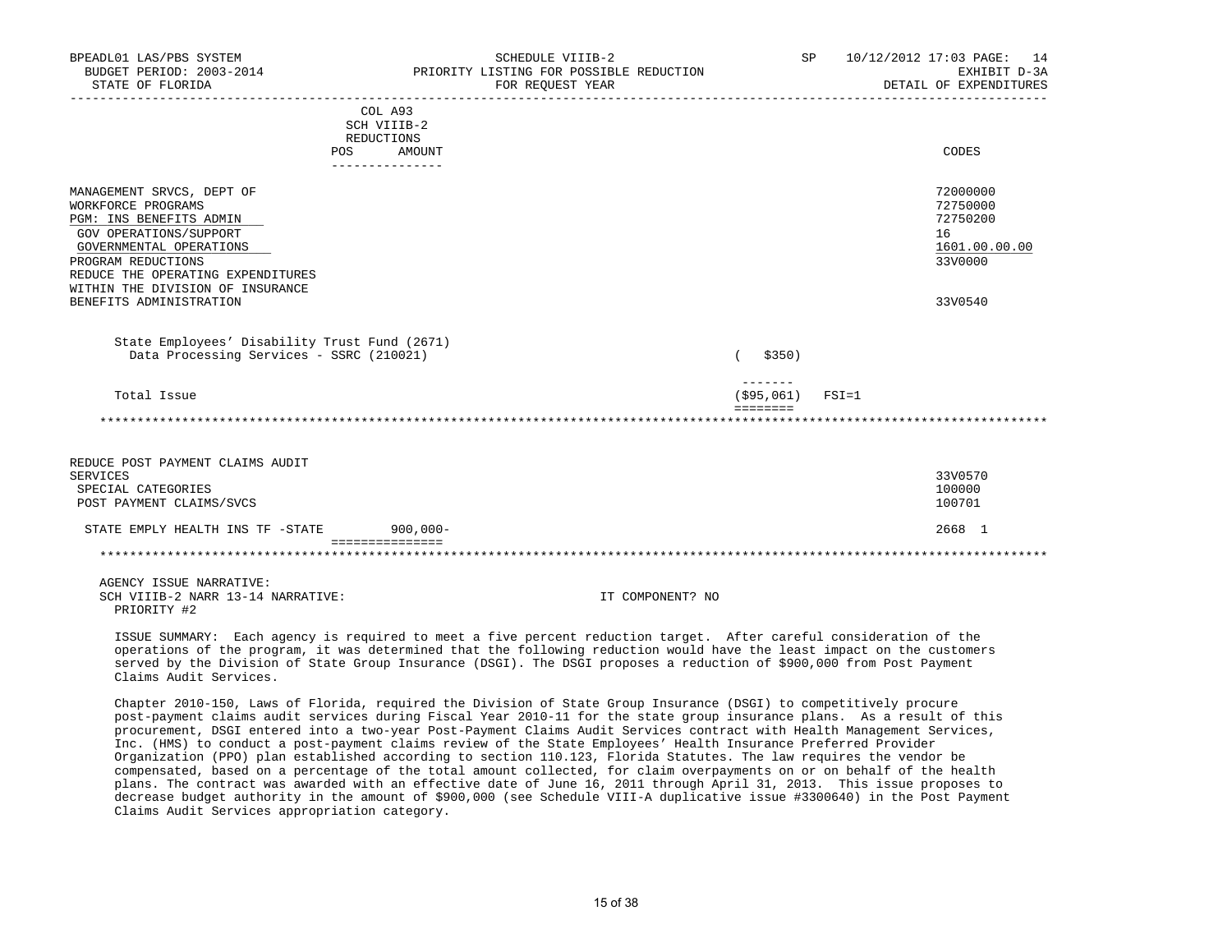BPEADL01 LAS/PBS SYSTEM — SCHEDULE VIIIB-2 — SP 10/12/2012 17:03 PAGE: 14
BUDGET PERIOD: 2003-2014 — PRIORITY LISTING FOR POSSIBLE REDUCTION — EXHIBIT D-3A
STATE OF FLORIDA — FOR REQUEST YEAR — DETAIL OF EXPENDITURES

| | COL A93 SCH VIIIB-2 REDUCTIONS POS | AMOUNT | | CODES |
|---|---|---|---|---|
| MANAGEMENT SRVCS, DEPT OF | | | | 72000000 |
| WORKFORCE PROGRAMS | | | | 72750000 |
| PGM: INS BENEFITS ADMIN | | | | 72750200 |
| GOV OPERATIONS/SUPPORT | | | | 16 |
| GOVERNMENTAL OPERATIONS | | | | 1601.00.00.00 |
| PROGRAM REDUCTIONS | | | | 33V0000 |
| REDUCE THE OPERATING EXPENDITURES WITHIN THE DIVISION OF INSURANCE BENEFITS ADMINISTRATION | | | | 33V0540 |
| State Employees' Disability Trust Fund (2671) | | | | |
| Data Processing Services - SSRC (210021) | | | ( $350) | |
| Total Issue | | | ($95,061) FSI=1 | |

************************************************************************************************************

| | POS | AMOUNT | CODES |
|---|---|---|---|
| REDUCE POST PAYMENT CLAIMS AUDIT SERVICES | | | 33V0570 |
| SPECIAL CATEGORIES | | | 100000 |
| POST PAYMENT CLAIMS/SVCS | | | 100701 |
| STATE EMPLY HEALTH INS TF -STATE | | 900,000- | 2668 1 |

************************************************************************************************************

AGENCY ISSUE NARRATIVE:
SCH VIIIB-2 NARR 13-14 NARRATIVE: IT COMPONENT? NO
PRIORITY #2

ISSUE SUMMARY: Each agency is required to meet a five percent reduction target. After careful consideration of the operations of the program, it was determined that the following reduction would have the least impact on the customers served by the Division of State Group Insurance (DSGI). The DSGI proposes a reduction of $900,000 from Post Payment Claims Audit Services.

Chapter 2010-150, Laws of Florida, required the Division of State Group Insurance (DSGI) to competitively procure post-payment claims audit services during Fiscal Year 2010-11 for the state group insurance plans. As a result of this procurement, DSGI entered into a two-year Post-Payment Claims Audit Services contract with Health Management Services, Inc. (HMS) to conduct a post-payment claims review of the State Employees' Health Insurance Preferred Provider Organization (PPO) plan established according to section 110.123, Florida Statutes. The law requires the vendor be compensated, based on a percentage of the total amount collected, for claim overpayments on or on behalf of the health plans. The contract was awarded with an effective date of June 16, 2011 through April 31, 2013. This issue proposes to decrease budget authority in the amount of $900,000 (see Schedule VIII-A duplicative issue #3300640) in the Post Payment Claims Audit Services appropriation category.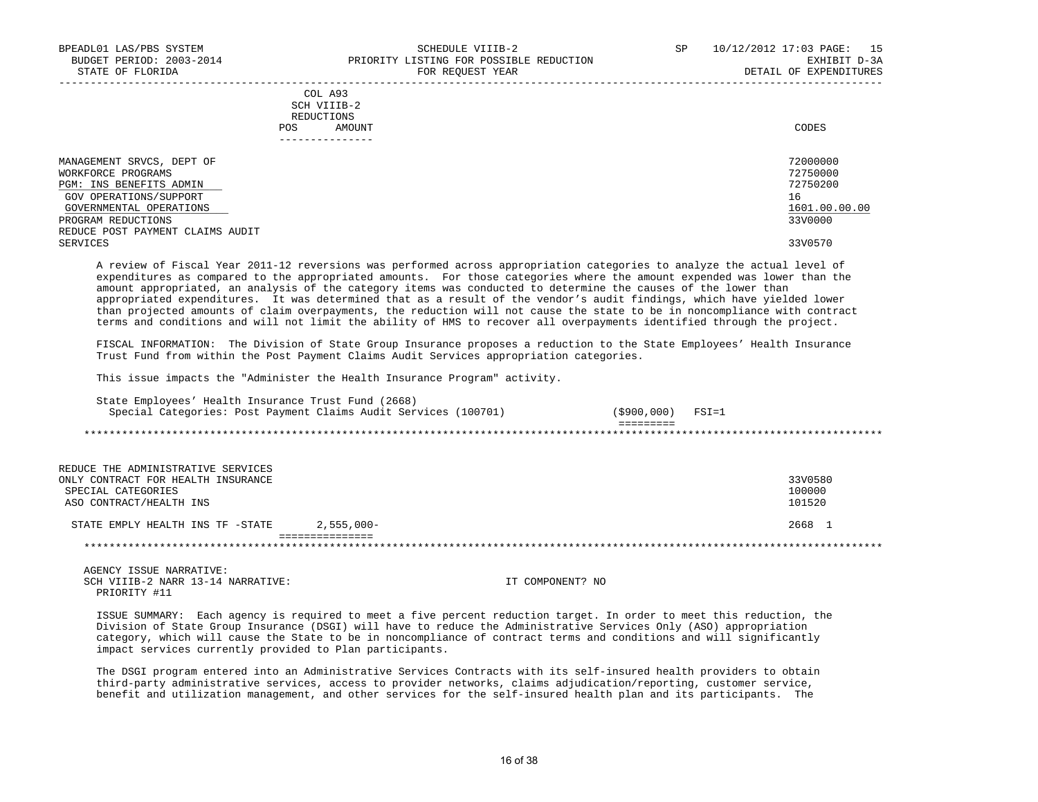BPEADL01 LAS/PBS SYSTEM — SCHEDULE VIIIB-2 — SP 10/12/2012 17:03
BUDGET PERIOD: 2003-2014 — PRIORITY LISTING FOR POSSIBLE REDUCTION — EXHIBIT D-3A
STATE OF FLORIDA — FOR REQUEST YEAR — DETAIL OF EXPENDITURES

| | COL A93 SCH VIIIB-2 REDUCTIONS POS AMOUNT | CODES |
|---|---|---|
| MANAGEMENT SRVCS, DEPT OF | | 72000000 |
| WORKFORCE PROGRAMS | | 72750000 |
| PGM: INS BENEFITS ADMIN | | 72750200 |
| GOV OPERATIONS/SUPPORT | | 16 |
| GOVERNMENTAL OPERATIONS | | 1601.00.00.00 |
| PROGRAM REDUCTIONS | | 33V0000 |
| REDUCE POST PAYMENT CLAIMS AUDIT SERVICES | | 33V0570 |

A review of Fiscal Year 2011-12 reversions was performed across appropriation categories to analyze the actual level of expenditures as compared to the appropriated amounts. For those categories where the amount expended was lower than the amount appropriated, an analysis of the category items was conducted to determine the causes of the lower than appropriated expenditures. It was determined that as a result of the vendor's audit findings, which have yielded lower than projected amounts of claim overpayments, the reduction will not cause the state to be in noncompliance with contract terms and conditions and will not limit the ability of HMS to recover all overpayments identified through the project.

FISCAL INFORMATION: The Division of State Group Insurance proposes a reduction to the State Employees' Health Insurance Trust Fund from within the Post Payment Claims Audit Services appropriation categories.

This issue impacts the "Administer the Health Insurance Program" activity.

State Employees' Health Insurance Trust Fund (2668)
Special Categories: Post Payment Claims Audit Services (100701) ($900,000) FSI=1

*****

| | COL A93 SCH VIIIB-2 REDUCTIONS POS AMOUNT | CODES |
|---|---|---|
| REDUCE THE ADMINISTRATIVE SERVICES ONLY CONTRACT FOR HEALTH INSURANCE | | 33V0580 |
| SPECIAL CATEGORIES | | 100000 |
| ASO CONTRACT/HEALTH INS | | 101520 |
| STATE EMPLY HEALTH INS TF -STATE | 2,555,000- | 2668 1 |

*****

AGENCY ISSUE NARRATIVE:
SCH VIIIB-2 NARR 13-14 NARRATIVE: IT COMPONENT? NO
PRIORITY #11

ISSUE SUMMARY: Each agency is required to meet a five percent reduction target. In order to meet this reduction, the Division of State Group Insurance (DSGI) will have to reduce the Administrative Services Only (ASO) appropriation category, which will cause the State to be in noncompliance of contract terms and conditions and will significantly impact services currently provided to Plan participants.

The DSGI program entered into an Administrative Services Contracts with its self-insured health providers to obtain third-party administrative services, access to provider networks, claims adjudication/reporting, customer service, benefit and utilization management, and other services for the self-insured health plan and its participants. The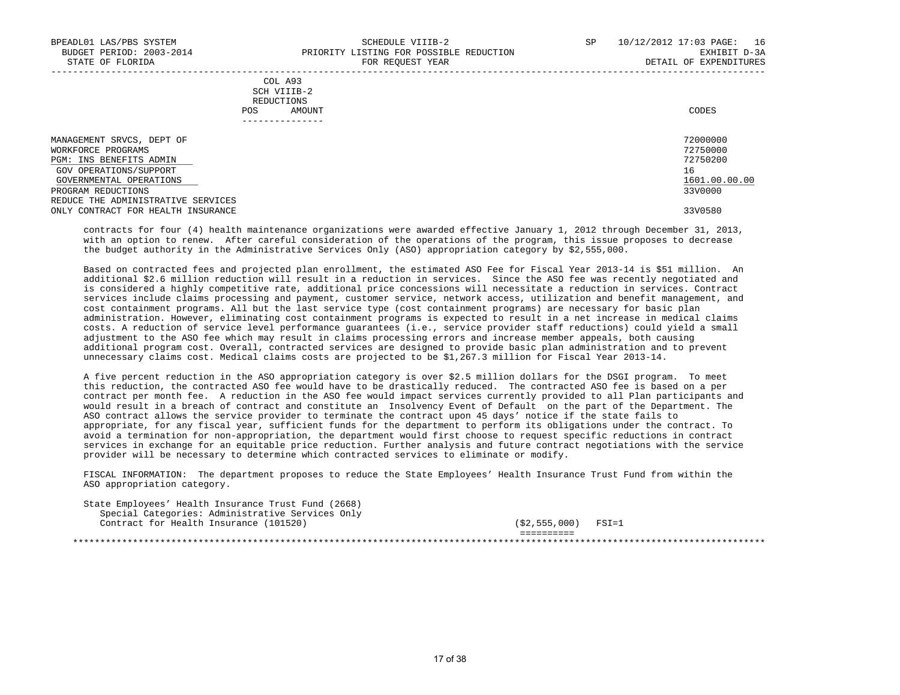BPEADL01 LAS/PBS SYSTEM — SCHEDULE VIIIB-2 — SP 10/12/2012 17:03 PAGE: 16
BUDGET PERIOD: 2003-2014 — PRIORITY LISTING FOR POSSIBLE REDUCTION — EXHIBIT D-3A
STATE OF FLORIDA — FOR REQUEST YEAR — DETAIL OF EXPENDITURES

| | COL A93 SCH VIIIB-2 REDUCTIONS POS AMOUNT | CODES |
|---|---|---|
| MANAGEMENT SRVCS, DEPT OF | | 72000000 |
| WORKFORCE PROGRAMS | | 72750000 |
| PGM: INS BENEFITS ADMIN | | 72750200 |
| GOV OPERATIONS/SUPPORT | | 16 |
| GOVERNMENTAL OPERATIONS | | 1601.00.00.00 |
| PROGRAM REDUCTIONS | | 33V0000 |
| REDUCE THE ADMINISTRATIVE SERVICES ONLY CONTRACT FOR HEALTH INSURANCE | | 33V0580 |

contracts for four (4) health maintenance organizations were awarded effective January 1, 2012 through December 31, 2013, with an option to renew. After careful consideration of the operations of the program, this issue proposes to decrease the budget authority in the Administrative Services Only (ASO) appropriation category by $2,555,000.

Based on contracted fees and projected plan enrollment, the estimated ASO Fee for Fiscal Year 2013-14 is $51 million. An additional $2.6 million reduction will result in a reduction in services. Since the ASO fee was recently negotiated and is considered a highly competitive rate, additional price concessions will necessitate a reduction in services. Contract services include claims processing and payment, customer service, network access, utilization and benefit management, and cost containment programs. All but the last service type (cost containment programs) are necessary for basic plan administration. However, eliminating cost containment programs is expected to result in a net increase in medical claims costs. A reduction of service level performance guarantees (i.e., service provider staff reductions) could yield a small adjustment to the ASO fee which may result in claims processing errors and increase member appeals, both causing additional program cost. Overall, contracted services are designed to provide basic plan administration and to prevent unnecessary claims cost. Medical claims costs are projected to be $1,267.3 million for Fiscal Year 2013-14.

A five percent reduction in the ASO appropriation category is over $2.5 million dollars for the DSGI program. To meet this reduction, the contracted ASO fee would have to be drastically reduced. The contracted ASO fee is based on a per contract per month fee. A reduction in the ASO fee would impact services currently provided to all Plan participants and would result in a breach of contract and constitute an Insolvency Event of Default on the part of the Department. The ASO contract allows the service provider to terminate the contract upon 45 days' notice if the state fails to appropriate, for any fiscal year, sufficient funds for the department to perform its obligations under the contract. To avoid a termination for non-appropriation, the department would first choose to request specific reductions in contract services in exchange for an equitable price reduction. Further analysis and future contract negotiations with the service provider will be necessary to determine which contracted services to eliminate or modify.

FISCAL INFORMATION: The department proposes to reduce the State Employees' Health Insurance Trust Fund from within the ASO appropriation category.

State Employees' Health Insurance Trust Fund (2668)
Special Categories: Administrative Services Only
Contract for Health Insurance (101520) — ($2,555,000) FSI=1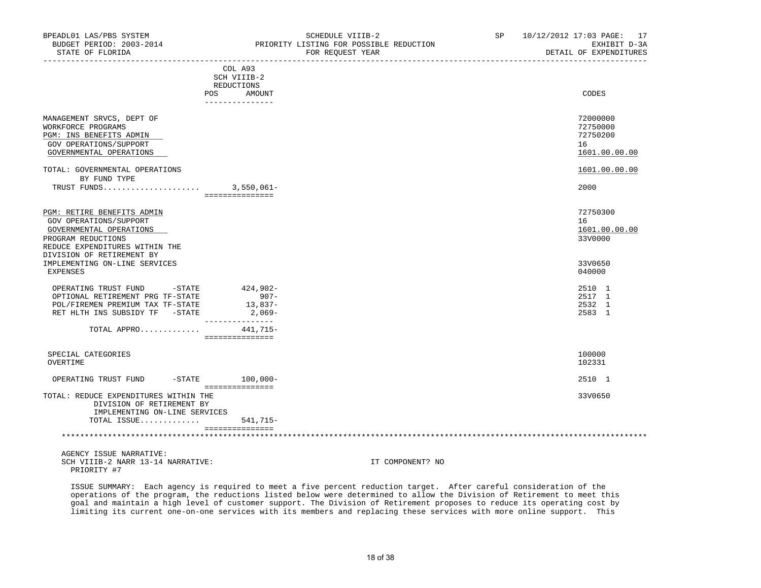BPEADL01 LAS/PBS SYSTEM | SCHEDULE VIIIB-2 | SP 10/12/2012 17:03 PAGE: 17
BUDGET PERIOD: 2003-2014 | PRIORITY LISTING FOR POSSIBLE REDUCTION | EXHIBIT D-3A
STATE OF FLORIDA | FOR REQUEST YEAR | DETAIL OF EXPENDITURES

| | COL A93 SCH VIIIB-2 REDUCTIONS POS AMOUNT | CODES |
|---|---|---|
| MANAGEMENT SRVCS, DEPT OF | | 72000000 |
| WORKFORCE PROGRAMS | | 72750000 |
| PGM: INS BENEFITS ADMIN | | 72750200 |
| GOV OPERATIONS/SUPPORT | | 16 |
| GOVERNMENTAL OPERATIONS | | 1601.00.00.00 |
| TOTAL: GOVERNMENTAL OPERATIONS | | 1601.00.00.00 |
| BY FUND TYPE | | |
| TRUST FUNDS..................... | 3,550,061- | 2000 |
| PGM: RETIRE BENEFITS ADMIN | | 72750300 |
| GOV OPERATIONS/SUPPORT | | 16 |
| GOVERNMENTAL OPERATIONS | | 1601.00.00.00 |
| PROGRAM REDUCTIONS | | 33V0000 |
| REDUCE EXPENDITURES WITHIN THE DIVISION OF RETIREMENT BY IMPLEMENTING ON-LINE SERVICES | | 33V0650 |
| EXPENSES | | 040000 |
| OPERATING TRUST FUND -STATE | 424,902- | 2510 1 |
| OPTIONAL RETIREMENT PRG TF-STATE | 907- | 2517 1 |
| POL/FIREMEN PREMIUM TAX TF-STATE | 13,837- | 2532 1 |
| RET HLTH INS SUBSIDY TF -STATE | 2,069- | 2583 1 |
| TOTAL APPRO............ | 441,715- | |
| SPECIAL CATEGORIES | | 100000 |
| OVERTIME | | 102331 |
| OPERATING TRUST FUND -STATE | 100,000- | 2510 1 |
| TOTAL: REDUCE EXPENDITURES WITHIN THE DIVISION OF RETIREMENT BY IMPLEMENTING ON-LINE SERVICES | | 33V0650 |
| TOTAL ISSUE............ | 541,715- | |

AGENCY ISSUE NARRATIVE:
SCH VIIIB-2 NARR 13-14 NARRATIVE: IT COMPONENT? NO
PRIORITY #7

ISSUE SUMMARY: Each agency is required to meet a five percent reduction target. After careful consideration of the operations of the program, the reductions listed below were determined to allow the Division of Retirement to meet this goal and maintain a high level of customer support. The Division of Retirement proposes to reduce its operating cost by limiting its current one-on-one services with its members and replacing these services with more online support. This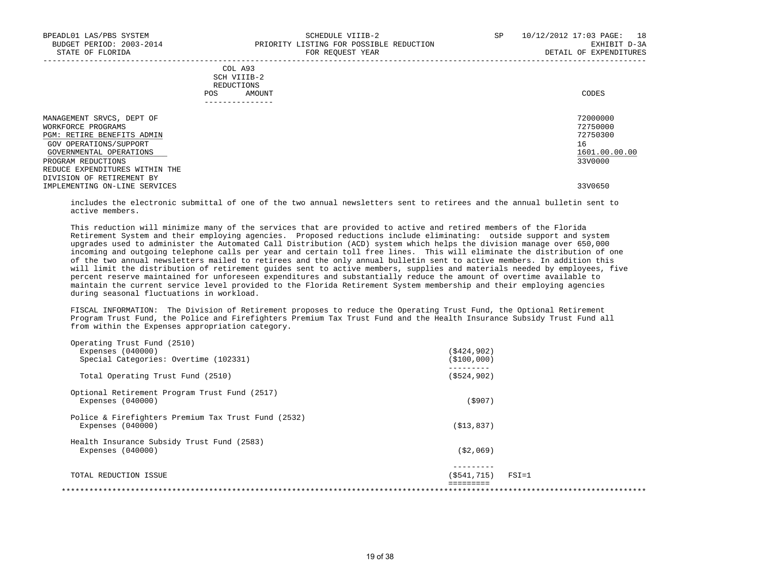BPEADL01 LAS/PBS SYSTEM — SCHEDULE VIIIB-2 — SP 10/12/2012 17:03 PAGE: 18
BUDGET PERIOD: 2003-2014 — PRIORITY LISTING FOR POSSIBLE REDUCTION — EXHIBIT D-3A
STATE OF FLORIDA — FOR REQUEST YEAR — DETAIL OF EXPENDITURES

COL A93 SCH VIIIB-2 REDUCTIONS — POS AMOUNT — CODES

| | CODES |
|---|---|
| MANAGEMENT SRVCS, DEPT OF | 72000000 |
| WORKFORCE PROGRAMS | 72750000 |
| PGM: RETIRE BENEFITS ADMIN | 72750300 |
| GOV OPERATIONS/SUPPORT | 16 |
| GOVERNMENTAL OPERATIONS | 1601.00.00.00 |
| PROGRAM REDUCTIONS | 33V0000 |
| REDUCE EXPENDITURES WITHIN THE DIVISION OF RETIREMENT BY IMPLEMENTING ON-LINE SERVICES | 33V0650 |

includes the electronic submittal of one of the two annual newsletters sent to retirees and the annual bulletin sent to active members.

This reduction will minimize many of the services that are provided to active and retired members of the Florida Retirement System and their employing agencies. Proposed reductions include eliminating: outside support and system upgrades used to administer the Automated Call Distribution (ACD) system which helps the division manage over 650,000 incoming and outgoing telephone calls per year and certain toll free lines. This will eliminate the distribution of one of the two annual newsletters mailed to retirees and the only annual bulletin sent to active members. In addition this will limit the distribution of retirement guides sent to active members, supplies and materials needed by employees, five percent reserve maintained for unforeseen expenditures and substantially reduce the amount of overtime available to maintain the current service level provided to the Florida Retirement System membership and their employing agencies during seasonal fluctuations in workload.

FISCAL INFORMATION: The Division of Retirement proposes to reduce the Operating Trust Fund, the Optional Retirement Program Trust Fund, the Police and Firefighters Premium Tax Trust Fund and the Health Insurance Subsidy Trust Fund all from within the Expenses appropriation category.

| | Amount | |
|---|---|---|
| Operating Trust Fund (2510) | | |
| Expenses (040000) | ($424,902) | |
| Special Categories: Overtime (102331) | ($100,000) | |
| Total Operating Trust Fund (2510) | ($524,902) | |
| Optional Retirement Program Trust Fund (2517) | | |
| Expenses (040000) | ($907) | |
| Police & Firefighters Premium Tax Trust Fund (2532) | | |
| Expenses (040000) | ($13,837) | |
| Health Insurance Subsidy Trust Fund (2583) | | |
| Expenses (040000) | ($2,069) | |
| TOTAL REDUCTION ISSUE | ($541,715) | FSI=1 |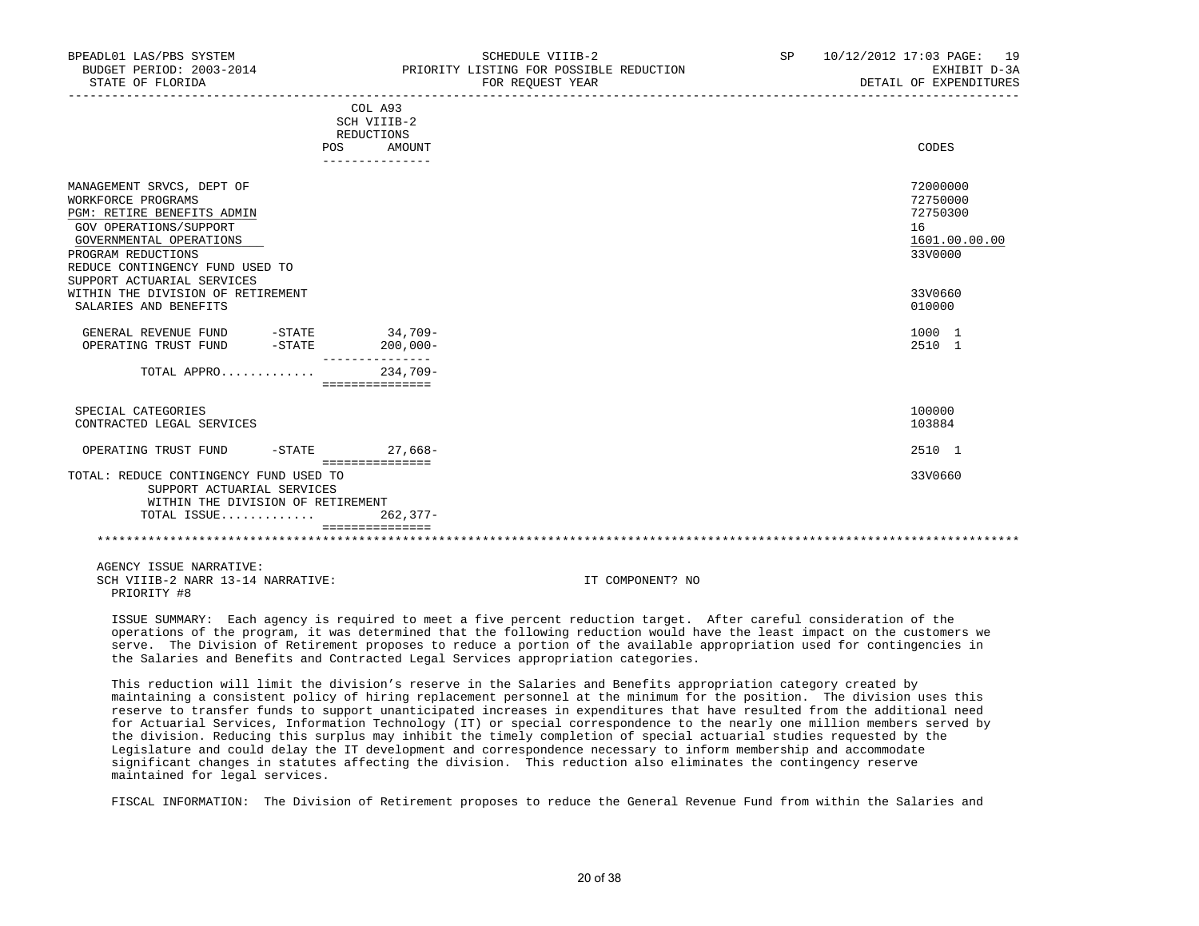BPEADL01 LAS/PBS SYSTEM — SCHEDULE VIIIB-2 — SP 10/12/2012 17:03 PAGE: 19
BUDGET PERIOD: 2003-2014 — PRIORITY LISTING FOR POSSIBLE REDUCTION — EXHIBIT D-3A
STATE OF FLORIDA — FOR REQUEST YEAR — DETAIL OF EXPENDITURES

| | COL A93 SCH VIIIB-2 REDUCTIONS POS | AMOUNT | CODES |
|---|---|---|---|
| MANAGEMENT SRVCS, DEPT OF | | | 72000000 |
| WORKFORCE PROGRAMS | | | 72750000 |
| PGM: RETIRE BENEFITS ADMIN | | | 72750300 |
| GOV OPERATIONS/SUPPORT | | | 16 |
| GOVERNMENTAL OPERATIONS | | | 1601.00.00.00 |
| PROGRAM REDUCTIONS | | | 33V0000 |
| REDUCE CONTINGENCY FUND USED TO SUPPORT ACTUARIAL SERVICES WITHIN THE DIVISION OF RETIREMENT | | | 33V0660 |
| SALARIES AND BENEFITS | | | 010000 |
| GENERAL REVENUE FUND -STATE | | 34,709- | 1000 1 |
| OPERATING TRUST FUND -STATE | | 200,000- | 2510 1 |
| TOTAL APPRO............ | | 234,709- | |
| SPECIAL CATEGORIES | | | 100000 |
| CONTRACTED LEGAL SERVICES | | | 103884 |
| OPERATING TRUST FUND -STATE | | 27,668- | 2510 1 |
| TOTAL: REDUCE CONTINGENCY FUND USED TO SUPPORT ACTUARIAL SERVICES WITHIN THE DIVISION OF RETIREMENT | | | 33V0660 |
| TOTAL ISSUE............ | | 262,377- | |

AGENCY ISSUE NARRATIVE:
SCH VIIIB-2 NARR 13-14 NARRATIVE: IT COMPONENT? NO
PRIORITY #8

ISSUE SUMMARY: Each agency is required to meet a five percent reduction target. After careful consideration of the operations of the program, it was determined that the following reduction would have the least impact on the customers we serve. The Division of Retirement proposes to reduce a portion of the available appropriation used for contingencies in the Salaries and Benefits and Contracted Legal Services appropriation categories.

This reduction will limit the division's reserve in the Salaries and Benefits appropriation category created by maintaining a consistent policy of hiring replacement personnel at the minimum for the position. The division uses this reserve to transfer funds to support unanticipated increases in expenditures that have resulted from the additional need for Actuarial Services, Information Technology (IT) or special correspondence to the nearly one million members served by the division. Reducing this surplus may inhibit the timely completion of special actuarial studies requested by the Legislature and could delay the IT development and correspondence necessary to inform membership and accommodate significant changes in statutes affecting the division. This reduction also eliminates the contingency reserve maintained for legal services.

FISCAL INFORMATION: The Division of Retirement proposes to reduce the General Revenue Fund from within the Salaries and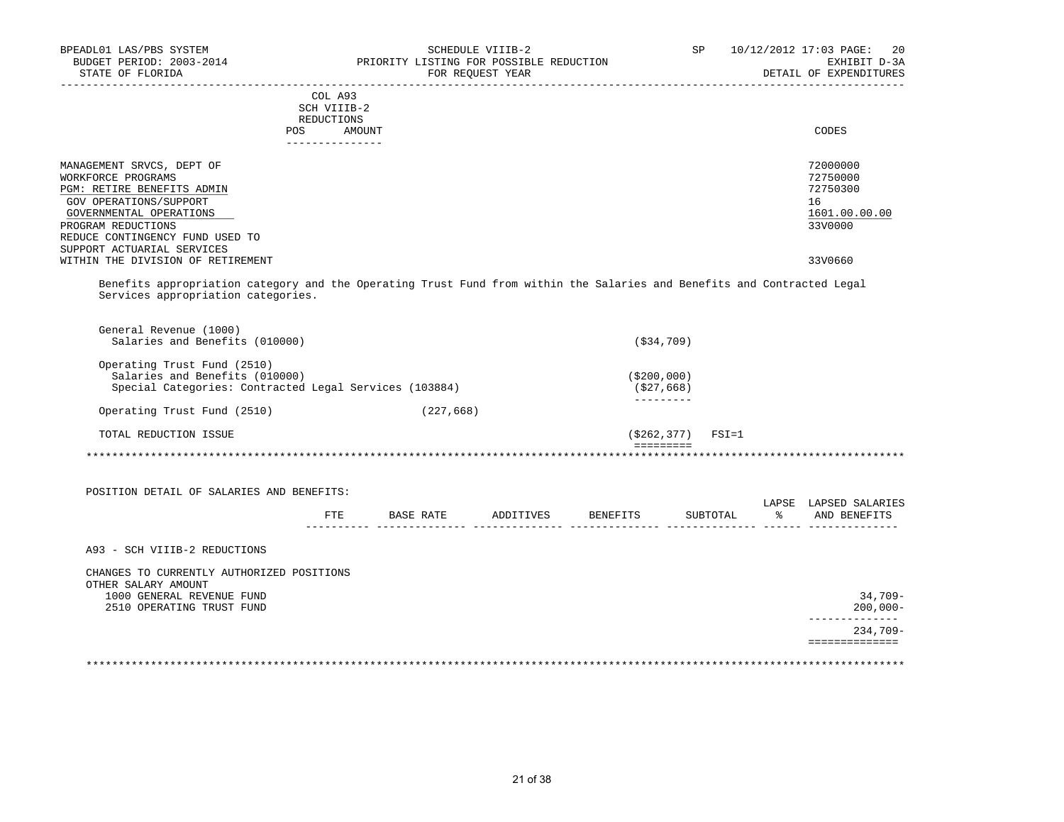BPEADL01 LAS/PBS SYSTEM — SCHEDULE VIIIB-2 — SP 10/12/2012 17:03 PAGE: 20
BUDGET PERIOD: 2003-2014 — PRIORITY LISTING FOR POSSIBLE REDUCTION — EXHIBIT D-3A
STATE OF FLORIDA — FOR REQUEST YEAR — DETAIL OF EXPENDITURES

| | COL A93 SCH VIIIB-2 REDUCTIONS POS AMOUNT | CODES |
|---|---|---|
| MANAGEMENT SRVCS, DEPT OF | | 72000000 |
| WORKFORCE PROGRAMS | | 72750000 |
| PGM: RETIRE BENEFITS ADMIN | | 72750300 |
| GOV OPERATIONS/SUPPORT | | 16 |
| GOVERNMENTAL OPERATIONS | | 1601.00.00.00 |
| PROGRAM REDUCTIONS | | 33V0000 |
| REDUCE CONTINGENCY FUND USED TO SUPPORT ACTUARIAL SERVICES WITHIN THE DIVISION OF RETIREMENT | | 33V0660 |

Benefits appropriation category and the Operating Trust Fund from within the Salaries and Benefits and Contracted Legal Services appropriation categories.

| | | |
|---|---|---|
| General Revenue (1000) | | |
| Salaries and Benefits (010000) | | ($34,709) |
| Operating Trust Fund (2510) | | |
| Salaries and Benefits (010000) | | ($200,000) |
| Special Categories: Contracted Legal Services (103884) | | ($27,668) |
| Operating Trust Fund (2510) | (227,668) | |
| TOTAL REDUCTION ISSUE | | ($262,377) FSI=1 |

POSITION DETAIL OF SALARIES AND BENEFITS:

| | FTE | BASE RATE | ADDITIVES | BENEFITS | SUBTOTAL | LAPSE % | LAPSED SALARIES AND BENEFITS |
|---|---|---|---|---|---|---|---|
| A93 - SCH VIIIB-2 REDUCTIONS | | | | | | | |
| CHANGES TO CURRENTLY AUTHORIZED POSITIONS | | | | | | | |
| OTHER SALARY AMOUNT | | | | | | | |
| 1000 GENERAL REVENUE FUND | | | | | | | 34,709- |
| 2510 OPERATING TRUST FUND | | | | | | | 200,000- |
| | | | | | | | 234,709- |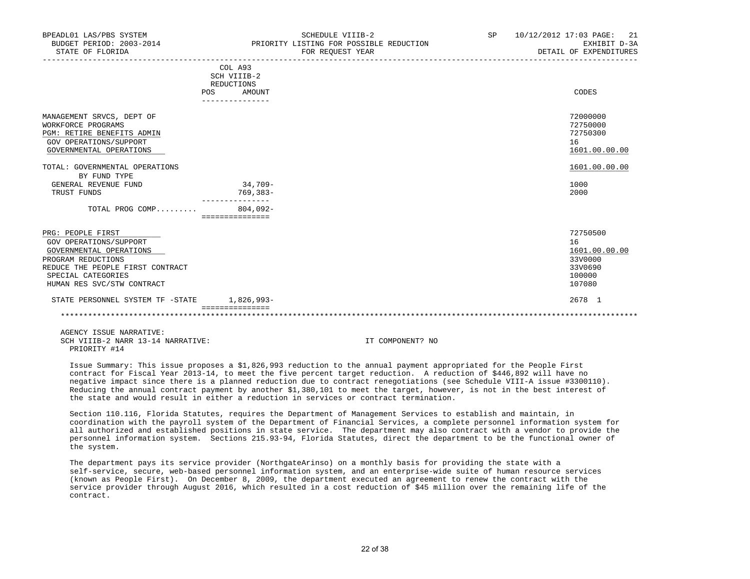BPEADL01 LAS/PBS SYSTEM | SCHEDULE VIIIB-2 | SP 10/12/2012 17:03 PAGE: 21
BUDGET PERIOD: 2003-2014 | PRIORITY LISTING FOR POSSIBLE REDUCTION | EXHIBIT D-3A
STATE OF FLORIDA | FOR REQUEST YEAR | DETAIL OF EXPENDITURES

| | COL A93 SCH VIIIB-2 REDUCTIONS POS AMOUNT | CODES |
|---|---|---|
| MANAGEMENT SRVCS, DEPT OF | | 72000000 |
| WORKFORCE PROGRAMS | | 72750000 |
| PGM: RETIRE BENEFITS ADMIN | | 72750300 |
| GOV OPERATIONS/SUPPORT | | 16 |
| GOVERNMENTAL OPERATIONS | | 1601.00.00.00 |
| TOTAL: GOVERNMENTAL OPERATIONS | | 1601.00.00.00 |
| BY FUND TYPE | | |
| GENERAL REVENUE FUND | 34,709- | 1000 |
| TRUST FUNDS | 769,383- | 2000 |
| TOTAL PROG COMP......... | 804,092- | |
| PRG: PEOPLE FIRST | | 72750500 |
| GOV OPERATIONS/SUPPORT | | 16 |
| GOVERNMENTAL OPERATIONS | | 1601.00.00.00 |
| PROGRAM REDUCTIONS | | 33V0000 |
| REDUCE THE PEOPLE FIRST CONTRACT | | 33V0690 |
| SPECIAL CATEGORIES | | 100000 |
| HUMAN RES SVC/STW CONTRACT | | 107080 |
| STATE PERSONNEL SYSTEM TF -STATE | 1,826,993- | 2678 1 |

AGENCY ISSUE NARRATIVE:
SCH VIIIB-2 NARR 13-14 NARRATIVE: IT COMPONENT? NO
PRIORITY #14

Issue Summary: This issue proposes a $1,826,993 reduction to the annual payment appropriated for the People First contract for Fiscal Year 2013-14, to meet the five percent target reduction. A reduction of $446,892 will have no negative impact since there is a planned reduction due to contract renegotiations (see Schedule VIII-A issue #3300110). Reducing the annual contract payment by another $1,380,101 to meet the target, however, is not in the best interest of the state and would result in either a reduction in services or contract termination.

Section 110.116, Florida Statutes, requires the Department of Management Services to establish and maintain, in coordination with the payroll system of the Department of Financial Services, a complete personnel information system for all authorized and established positions in state service. The department may also contract with a vendor to provide the personnel information system. Sections 215.93-94, Florida Statutes, direct the department to be the functional owner of the system.

The department pays its service provider (NorthgateArinso) on a monthly basis for providing the state with a self-service, secure, web-based personnel information system, and an enterprise-wide suite of human resource services (known as People First). On December 8, 2009, the department executed an agreement to renew the contract with the service provider through August 2016, which resulted in a cost reduction of $45 million over the remaining life of the contract.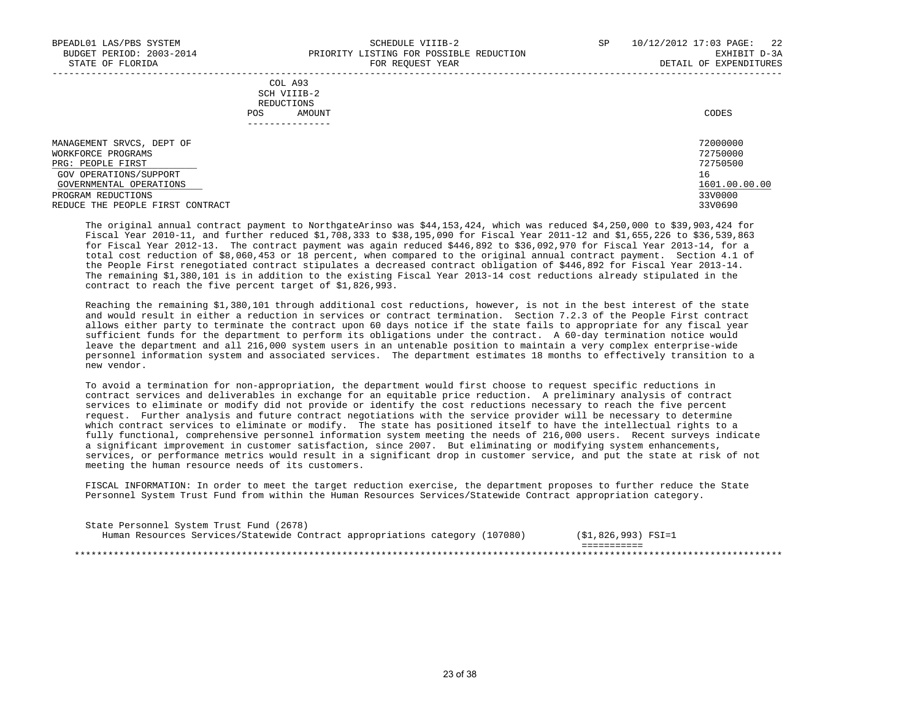BPEADL01 LAS/PBS SYSTEM — SCHEDULE VIIIB-2 — SP 10/12/2012 17:03 PAGE: 22
BUDGET PERIOD: 2003-2014 — PRIORITY LISTING FOR POSSIBLE REDUCTION — EXHIBIT D-3A
STATE OF FLORIDA — FOR REQUEST YEAR — DETAIL OF EXPENDITURES

| | COL A93 SCH VIIIB-2 REDUCTIONS POS AMOUNT | CODES |
|---|---|---|
| MANAGEMENT SRVCS, DEPT OF | | 72000000 |
| WORKFORCE PROGRAMS | | 72750000 |
| PRG: PEOPLE FIRST | | 72750500 |
| GOV OPERATIONS/SUPPORT | | 16 |
| GOVERNMENTAL OPERATIONS | | 1601.00.00.00 |
| PROGRAM REDUCTIONS | | 33V0000 |
| REDUCE THE PEOPLE FIRST CONTRACT | | 33V0690 |

The original annual contract payment to NorthgateArinso was $44,153,424, which was reduced $4,250,000 to $39,903,424 for Fiscal Year 2010-11, and further reduced $1,708,333 to $38,195,090 for Fiscal Year 2011-12 and $1,655,226 to $36,539,863 for Fiscal Year 2012-13. The contract payment was again reduced $446,892 to $36,092,970 for Fiscal Year 2013-14, for a total cost reduction of $8,060,453 or 18 percent, when compared to the original annual contract payment. Section 4.1 of the People First renegotiated contract stipulates a decreased contract obligation of $446,892 for Fiscal Year 2013-14. The remaining $1,380,101 is in addition to the existing Fiscal Year 2013-14 cost reductions already stipulated in the contract to reach the five percent target of $1,826,993.

Reaching the remaining $1,380,101 through additional cost reductions, however, is not in the best interest of the state and would result in either a reduction in services or contract termination. Section 7.2.3 of the People First contract allows either party to terminate the contract upon 60 days notice if the state fails to appropriate for any fiscal year sufficient funds for the department to perform its obligations under the contract. A 60-day termination notice would leave the department and all 216,000 system users in an untenable position to maintain a very complex enterprise-wide personnel information system and associated services. The department estimates 18 months to effectively transition to a new vendor.

To avoid a termination for non-appropriation, the department would first choose to request specific reductions in contract services and deliverables in exchange for an equitable price reduction. A preliminary analysis of contract services to eliminate or modify did not provide or identify the cost reductions necessary to reach the five percent request. Further analysis and future contract negotiations with the service provider will be necessary to determine which contract services to eliminate or modify. The state has positioned itself to have the intellectual rights to a fully functional, comprehensive personnel information system meeting the needs of 216,000 users. Recent surveys indicate a significant improvement in customer satisfaction, since 2007. But eliminating or modifying system enhancements, services, or performance metrics would result in a significant drop in customer service, and put the state at risk of not meeting the human resource needs of its customers.

FISCAL INFORMATION: In order to meet the target reduction exercise, the department proposes to further reduce the State Personnel System Trust Fund from within the Human Resources Services/Statewide Contract appropriation category.

State Personnel System Trust Fund (2678)
Human Resources Services/Statewide Contract appropriations category (107080) ($1,826,993) FSI=1
===========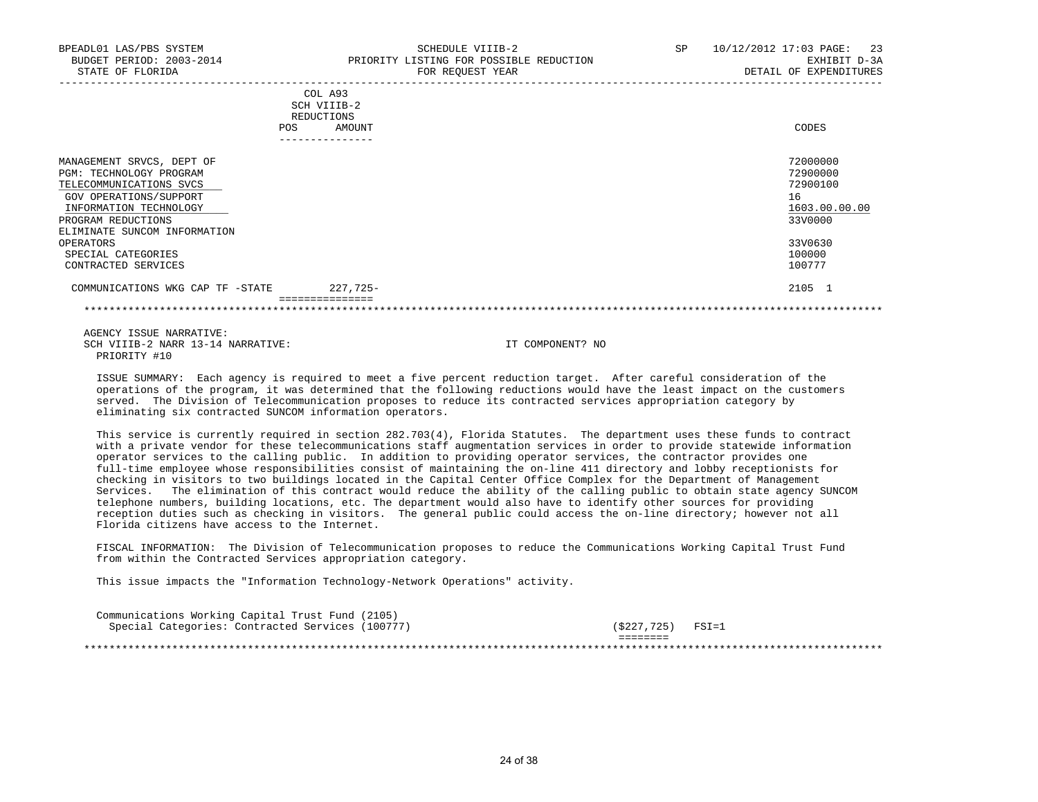BPEADL01 LAS/PBS SYSTEM | SCHEDULE VIIIB-2 | SP 10/12/2012 17:03 PAGE: 23
BUDGET PERIOD: 2003-2014 | PRIORITY LISTING FOR POSSIBLE REDUCTION | EXHIBIT D-3A
STATE OF FLORIDA | FOR REQUEST YEAR | DETAIL OF EXPENDITURES

| | COL A93 SCH VIIIB-2 REDUCTIONS POS | AMOUNT | CODES |
|---|---|---|---|
| MANAGEMENT SRVCS, DEPT OF | | | 72000000 |
| PGM: TECHNOLOGY PROGRAM | | | 72900000 |
| TELECOMMUNICATIONS SVCS | | | 72900100 |
| GOV OPERATIONS/SUPPORT | | | 16 |
| INFORMATION TECHNOLOGY | | | 1603.00.00.00 |
| PROGRAM REDUCTIONS | | | 33V0000 |
| ELIMINATE SUNCOM INFORMATION OPERATORS | | | 33V0630 |
| SPECIAL CATEGORIES | | | 100000 |
| CONTRACTED SERVICES | | | 100777 |
| COMMUNICATIONS WKG CAP TF -STATE | | 227,725- | 2105 1 |

AGENCY ISSUE NARRATIVE:
SCH VIIIB-2 NARR 13-14 NARRATIVE: IT COMPONENT? NO
PRIORITY #10

ISSUE SUMMARY: Each agency is required to meet a five percent reduction target. After careful consideration of the operations of the program, it was determined that the following reductions would have the least impact on the customers served. The Division of Telecommunication proposes to reduce its contracted services appropriation category by eliminating six contracted SUNCOM information operators.

This service is currently required in section 282.703(4), Florida Statutes. The department uses these funds to contract with a private vendor for these telecommunications staff augmentation services in order to provide statewide information operator services to the calling public. In addition to providing operator services, the contractor provides one full-time employee whose responsibilities consist of maintaining the on-line 411 directory and lobby receptionists for checking in visitors to two buildings located in the Capital Center Office Complex for the Department of Management Services. The elimination of this contract would reduce the ability of the calling public to obtain state agency SUNCOM telephone numbers, building locations, etc. The department would also have to identify other sources for providing reception duties such as checking in visitors. The general public could access the on-line directory; however not all Florida citizens have access to the Internet.

FISCAL INFORMATION: The Division of Telecommunication proposes to reduce the Communications Working Capital Trust Fund from within the Contracted Services appropriation category.

This issue impacts the "Information Technology-Network Operations" activity.

Communications Working Capital Trust Fund (2105)
Special Categories: Contracted Services (100777) ($227,725) FSI=1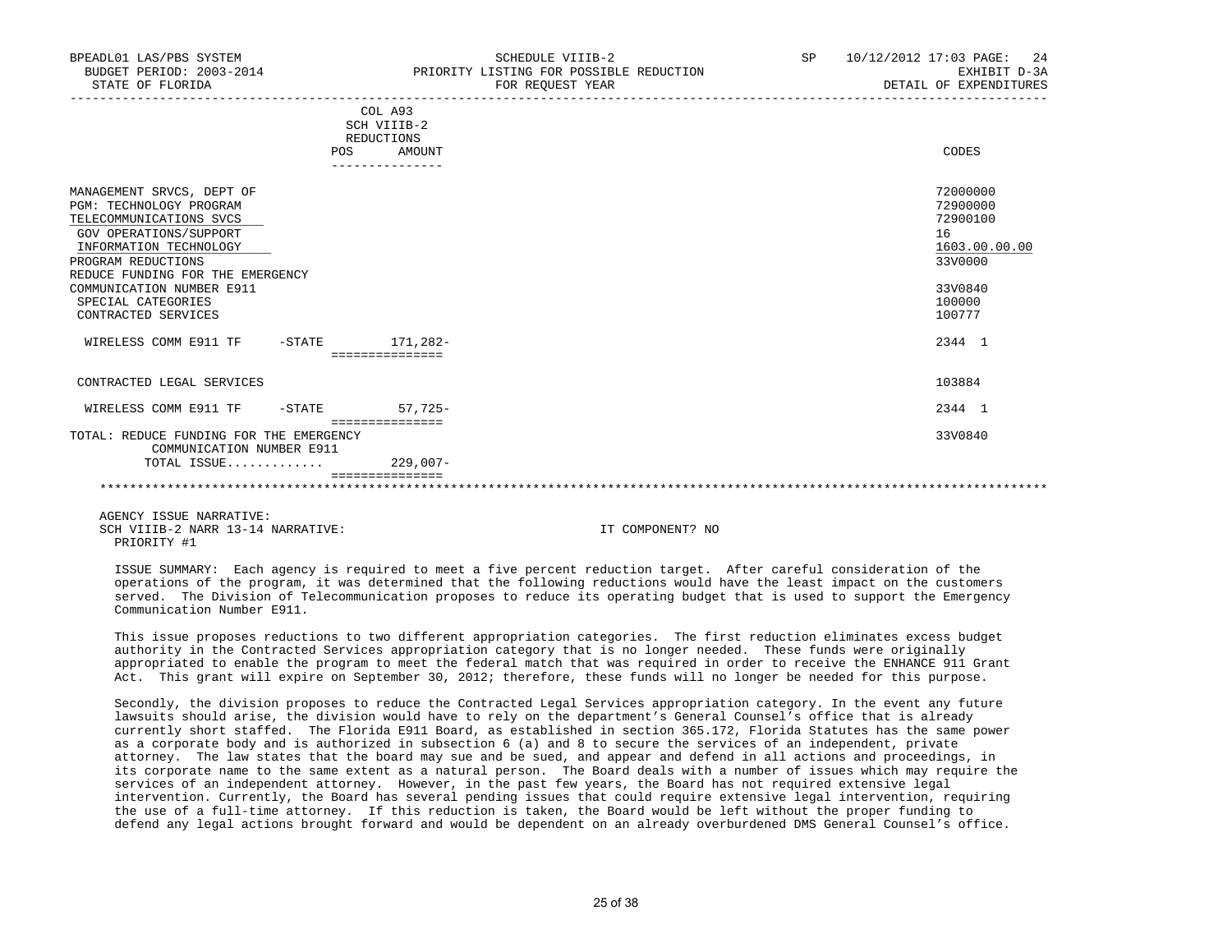BPEADL01 LAS/PBS SYSTEM — SCHEDULE VIIIB-2 — SP 10/12/2012 17:03 PAGE: 24
BUDGET PERIOD: 2003-2014 — PRIORITY LISTING FOR POSSIBLE REDUCTION — EXHIBIT D-3A
STATE OF FLORIDA — FOR REQUEST YEAR — DETAIL OF EXPENDITURES

| | COL A93 SCH VIIIB-2 REDUCTIONS POS | AMOUNT | CODES |
|---|---|---|---|
| MANAGEMENT SRVCS, DEPT OF | | | 72000000 |
| PGM: TECHNOLOGY PROGRAM | | | 72900000 |
| TELECOMMUNICATIONS SVCS | | | 72900100 |
| GOV OPERATIONS/SUPPORT | | | 16 |
| INFORMATION TECHNOLOGY | | | 1603.00.00.00 |
| PROGRAM REDUCTIONS | | | 33V0000 |
| REDUCE FUNDING FOR THE EMERGENCY COMMUNICATION NUMBER E911 | | | 33V0840 |
| SPECIAL CATEGORIES | | | 100000 |
| CONTRACTED SERVICES | | | 100777 |
| WIRELESS COMM E911 TF -STATE | | 171,282- | 2344 1 |
| CONTRACTED LEGAL SERVICES | | | 103884 |
| WIRELESS COMM E911 TF -STATE | | 57,725- | 2344 1 |
| TOTAL: REDUCE FUNDING FOR THE EMERGENCY COMMUNICATION NUMBER E911 | | | 33V0840 |
| TOTAL ISSUE............ | | 229,007- | |

AGENCY ISSUE NARRATIVE:
SCH VIIIB-2 NARR 13-14 NARRATIVE: IT COMPONENT? NO
PRIORITY #1

ISSUE SUMMARY: Each agency is required to meet a five percent reduction target. After careful consideration of the operations of the program, it was determined that the following reductions would have the least impact on the customers served. The Division of Telecommunication proposes to reduce its operating budget that is used to support the Emergency Communication Number E911.

This issue proposes reductions to two different appropriation categories. The first reduction eliminates excess budget authority in the Contracted Services appropriation category that is no longer needed. These funds were originally appropriated to enable the program to meet the federal match that was required in order to receive the ENHANCE 911 Grant Act. This grant will expire on September 30, 2012; therefore, these funds will no longer be needed for this purpose.

Secondly, the division proposes to reduce the Contracted Legal Services appropriation category. In the event any future lawsuits should arise, the division would have to rely on the department's General Counsel's office that is already currently short staffed. The Florida E911 Board, as established in section 365.172, Florida Statutes has the same power as a corporate body and is authorized in subsection 6 (a) and 8 to secure the services of an independent, private attorney. The law states that the board may sue and be sued, and appear and defend in all actions and proceedings, in its corporate name to the same extent as a natural person. The Board deals with a number of issues which may require the services of an independent attorney. However, in the past few years, the Board has not required extensive legal intervention. Currently, the Board has several pending issues that could require extensive legal intervention, requiring the use of a full-time attorney. If this reduction is taken, the Board would be left without the proper funding to defend any legal actions brought forward and would be dependent on an already overburdened DMS General Counsel's office.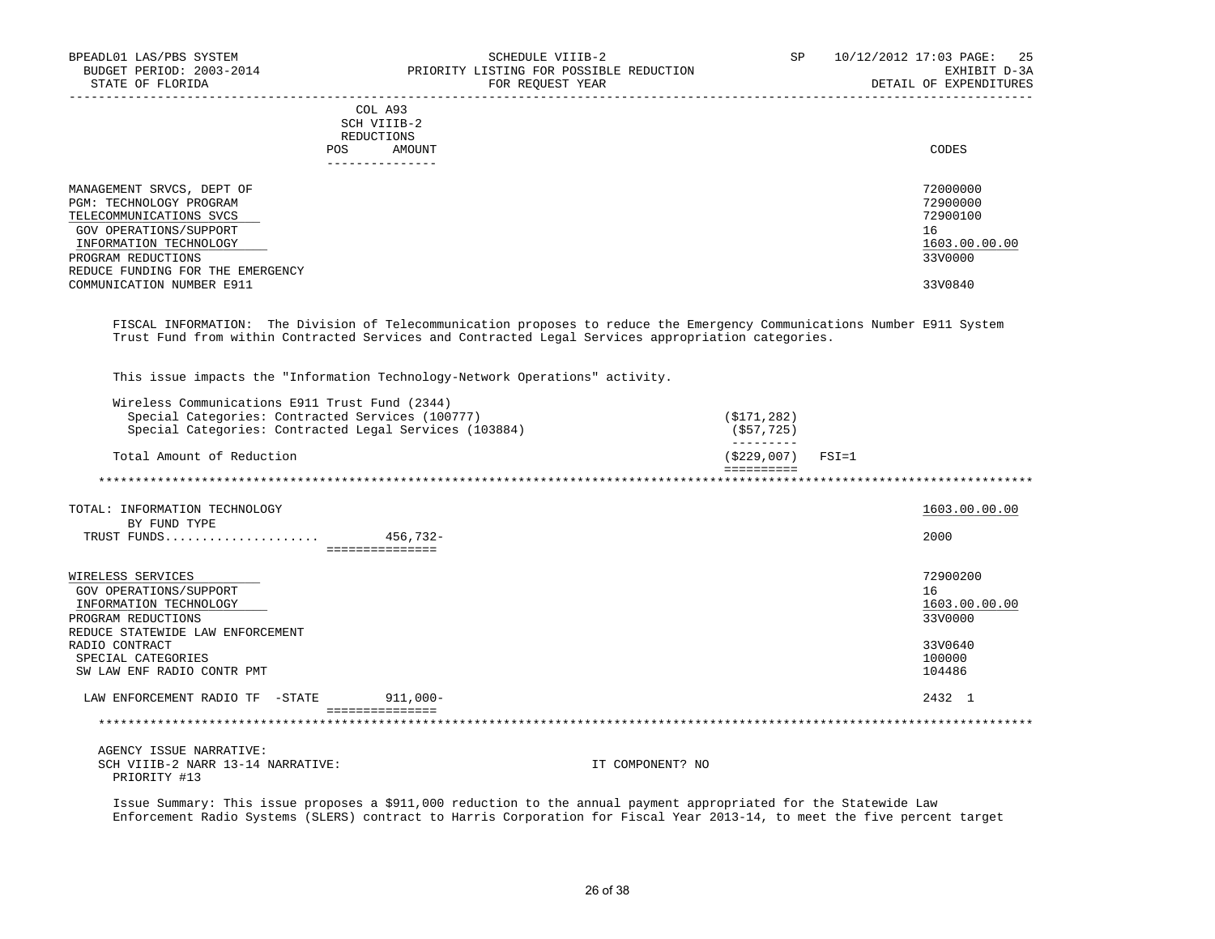BPEADL01 LAS/PBS SYSTEM — SCHEDULE VIIIB-2 — SP 10/12/2012 17:03 PAGE: 25
BUDGET PERIOD: 2003-2014 — PRIORITY LISTING FOR POSSIBLE REDUCTION — EXHIBIT D-3A
STATE OF FLORIDA — FOR REQUEST YEAR — DETAIL OF EXPENDITURES

| | COL A93 SCH VIIIB-2 REDUCTIONS POS AMOUNT | CODES |
|---|---|---|
| MANAGEMENT SRVCS, DEPT OF | | 72000000 |
| PGM: TECHNOLOGY PROGRAM | | 72900000 |
| TELECOMMUNICATIONS SVCS | | 72900100 |
| GOV OPERATIONS/SUPPORT | | 16 |
| INFORMATION TECHNOLOGY | | 1603.00.00.00 |
| PROGRAM REDUCTIONS | | 33V0000 |
| REDUCE FUNDING FOR THE EMERGENCY COMMUNICATION NUMBER E911 | | 33V0840 |

FISCAL INFORMATION: The Division of Telecommunication proposes to reduce the Emergency Communications Number E911 System Trust Fund from within Contracted Services and Contracted Legal Services appropriation categories.

This issue impacts the "Information Technology-Network Operations" activity.

| Wireless Communications E911 Trust Fund (2344) | | |
|---|---|---|
| Special Categories: Contracted Services (100777) | ($171,282) | |
| Special Categories: Contracted Legal Services (103884) | ($57,725) | |
| Total Amount of Reduction | ($229,007) | FSI=1 |

| | COL A93 | CODES |
|---|---|---|
| TOTAL: INFORMATION TECHNOLOGY | | 1603.00.00.00 |
| BY FUND TYPE | | |
| TRUST FUNDS | 456,732- | 2000 |
| WIRELESS SERVICES | | 72900200 |
| GOV OPERATIONS/SUPPORT | | 16 |
| INFORMATION TECHNOLOGY | | 1603.00.00.00 |
| PROGRAM REDUCTIONS | | 33V0000 |
| REDUCE STATEWIDE LAW ENFORCEMENT RADIO CONTRACT | | 33V0640 |
| SPECIAL CATEGORIES | | 100000 |
| SW LAW ENF RADIO CONTR PMT | | 104486 |
| LAW ENFORCEMENT RADIO TF -STATE | 911,000- | 2432 1 |

AGENCY ISSUE NARRATIVE:
SCH VIIIB-2 NARR 13-14 NARRATIVE: IT COMPONENT? NO
PRIORITY #13

Issue Summary: This issue proposes a $911,000 reduction to the annual payment appropriated for the Statewide Law Enforcement Radio Systems (SLERS) contract to Harris Corporation for Fiscal Year 2013-14, to meet the five percent target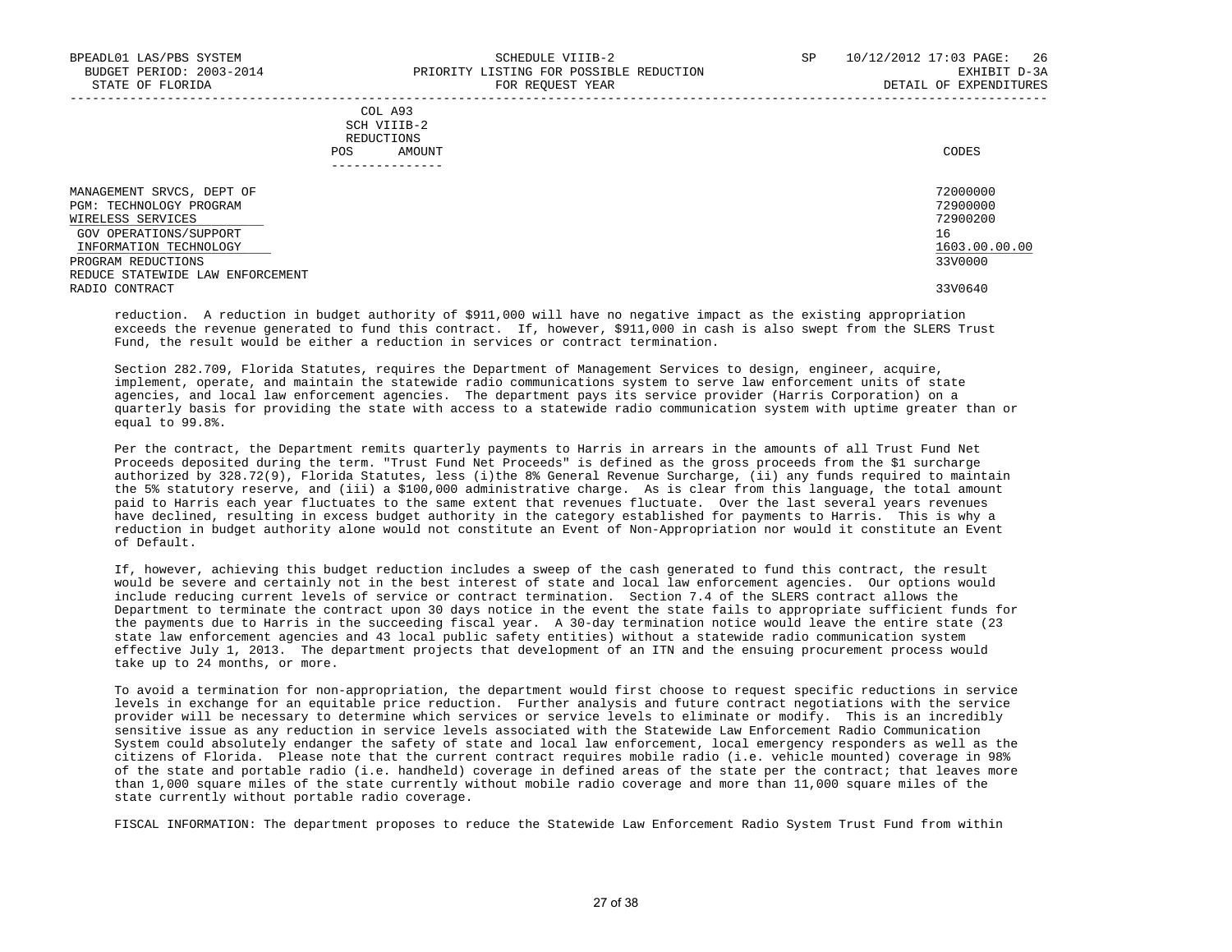| COL A93 SCH VIIIB-2 REDUCTIONS POS AMOUNT | CODES |
|---|---|
| MANAGEMENT SRVCS, DEPT OF | 72000000 |
| PGM: TECHNOLOGY PROGRAM | 72900000 |
| WIRELESS SERVICES | 72900200 |
| GOV OPERATIONS/SUPPORT | 16 |
| INFORMATION TECHNOLOGY | 1603.00.00.00 |
| PROGRAM REDUCTIONS | 33V0000 |
| REDUCE STATEWIDE LAW ENFORCEMENT RADIO CONTRACT | 33V0640 |

reduction. A reduction in budget authority of $911,000 will have no negative impact as the existing appropriation exceeds the revenue generated to fund this contract. If, however, $911,000 in cash is also swept from the SLERS Trust Fund, the result would be either a reduction in services or contract termination.

Section 282.709, Florida Statutes, requires the Department of Management Services to design, engineer, acquire, implement, operate, and maintain the statewide radio communications system to serve law enforcement units of state agencies, and local law enforcement agencies. The department pays its service provider (Harris Corporation) on a quarterly basis for providing the state with access to a statewide radio communication system with uptime greater than or equal to 99.8%.

Per the contract, the Department remits quarterly payments to Harris in arrears in the amounts of all Trust Fund Net Proceeds deposited during the term. "Trust Fund Net Proceeds" is defined as the gross proceeds from the $1 surcharge authorized by 328.72(9), Florida Statutes, less (i)the 8% General Revenue Surcharge, (ii) any funds required to maintain the 5% statutory reserve, and (iii) a $100,000 administrative charge. As is clear from this language, the total amount paid to Harris each year fluctuates to the same extent that revenues fluctuate. Over the last several years revenues have declined, resulting in excess budget authority in the category established for payments to Harris. This is why a reduction in budget authority alone would not constitute an Event of Non-Appropriation nor would it constitute an Event of Default.

If, however, achieving this budget reduction includes a sweep of the cash generated to fund this contract, the result would be severe and certainly not in the best interest of state and local law enforcement agencies. Our options would include reducing current levels of service or contract termination. Section 7.4 of the SLERS contract allows the Department to terminate the contract upon 30 days notice in the event the state fails to appropriate sufficient funds for the payments due to Harris in the succeeding fiscal year. A 30-day termination notice would leave the entire state (23 state law enforcement agencies and 43 local public safety entities) without a statewide radio communication system effective July 1, 2013. The department projects that development of an ITN and the ensuing procurement process would take up to 24 months, or more.

To avoid a termination for non-appropriation, the department would first choose to request specific reductions in service levels in exchange for an equitable price reduction. Further analysis and future contract negotiations with the service provider will be necessary to determine which services or service levels to eliminate or modify. This is an incredibly sensitive issue as any reduction in service levels associated with the Statewide Law Enforcement Radio Communication System could absolutely endanger the safety of state and local law enforcement, local emergency responders as well as the citizens of Florida. Please note that the current contract requires mobile radio (i.e. vehicle mounted) coverage in 98% of the state and portable radio (i.e. handheld) coverage in defined areas of the state per the contract; that leaves more than 1,000 square miles of the state currently without mobile radio coverage and more than 11,000 square miles of the state currently without portable radio coverage.

FISCAL INFORMATION: The department proposes to reduce the Statewide Law Enforcement Radio System Trust Fund from within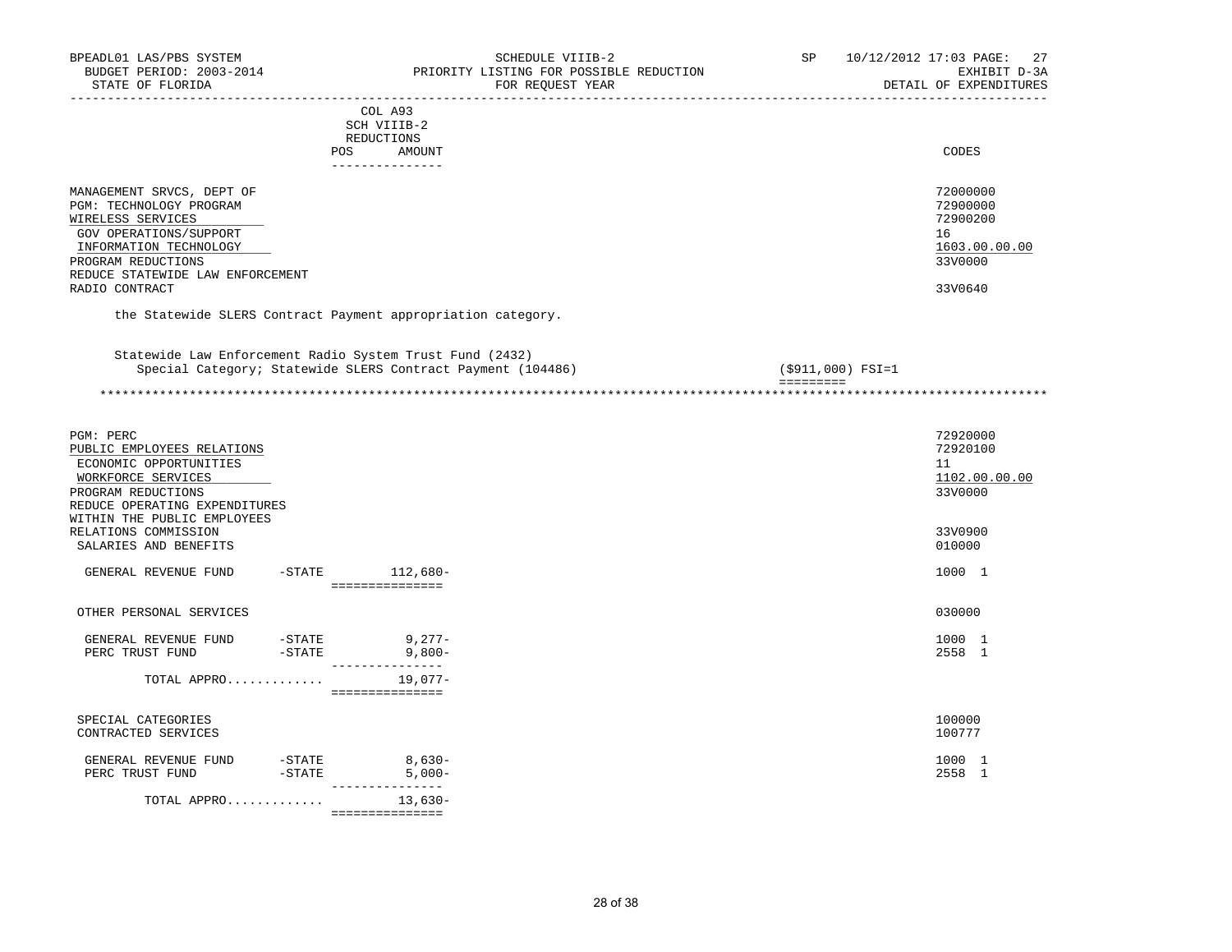BPEADL01 LAS/PBS SYSTEM — SCHEDULE VIIIB-2 — SP 10/12/2012 17:03 PAGE: 27
BUDGET PERIOD: 2003-2014 — PRIORITY LISTING FOR POSSIBLE REDUCTION — EXHIBIT D-3A
STATE OF FLORIDA — FOR REQUEST YEAR — DETAIL OF EXPENDITURES

| | COL A93 SCH VIIIB-2 REDUCTIONS POS AMOUNT | CODES |
|---|---|---|
| MANAGEMENT SRVCS, DEPT OF | | 72000000 |
| PGM: TECHNOLOGY PROGRAM | | 72900000 |
| WIRELESS SERVICES | | 72900200 |
| GOV OPERATIONS/SUPPORT | | 16 |
| INFORMATION TECHNOLOGY | | 1603.00.00.00 |
| PROGRAM REDUCTIONS | | 33V0000 |
| REDUCE STATEWIDE LAW ENFORCEMENT RADIO CONTRACT | | 33V0640 |

the Statewide SLERS Contract Payment appropriation category.

Statewide Law Enforcement Radio System Trust Fund (2432)
Special Category; Statewide SLERS Contract Payment (104486) — ($911,000) FSI=1

| | | COL A93 SCH VIIIB-2 REDUCTIONS POS AMOUNT | CODES |
|---|---|---|---|
| PGM: PERC | | | 72920000 |
| PUBLIC EMPLOYEES RELATIONS | | | 72920100 |
| ECONOMIC OPPORTUNITIES | | | 11 |
| WORKFORCE SERVICES | | | 1102.00.00.00 |
| PROGRAM REDUCTIONS | | | 33V0000 |
| REDUCE OPERATING EXPENDITURES WITHIN THE PUBLIC EMPLOYEES RELATIONS COMMISSION | | | 33V0900 |
| SALARIES AND BENEFITS | | | 010000 |
| GENERAL REVENUE FUND | -STATE | 112,680- | 1000 1 |
| OTHER PERSONAL SERVICES | | | 030000 |
| GENERAL REVENUE FUND | -STATE | 9,277- | 1000 1 |
| PERC TRUST FUND | -STATE | 9,800- | 2558 1 |
| TOTAL APPRO | | 19,077- | |
| SPECIAL CATEGORIES | | | 100000 |
| CONTRACTED SERVICES | | | 100777 |
| GENERAL REVENUE FUND | -STATE | 8,630- | 1000 1 |
| PERC TRUST FUND | -STATE | 5,000- | 2558 1 |
| TOTAL APPRO | | 13,630- | |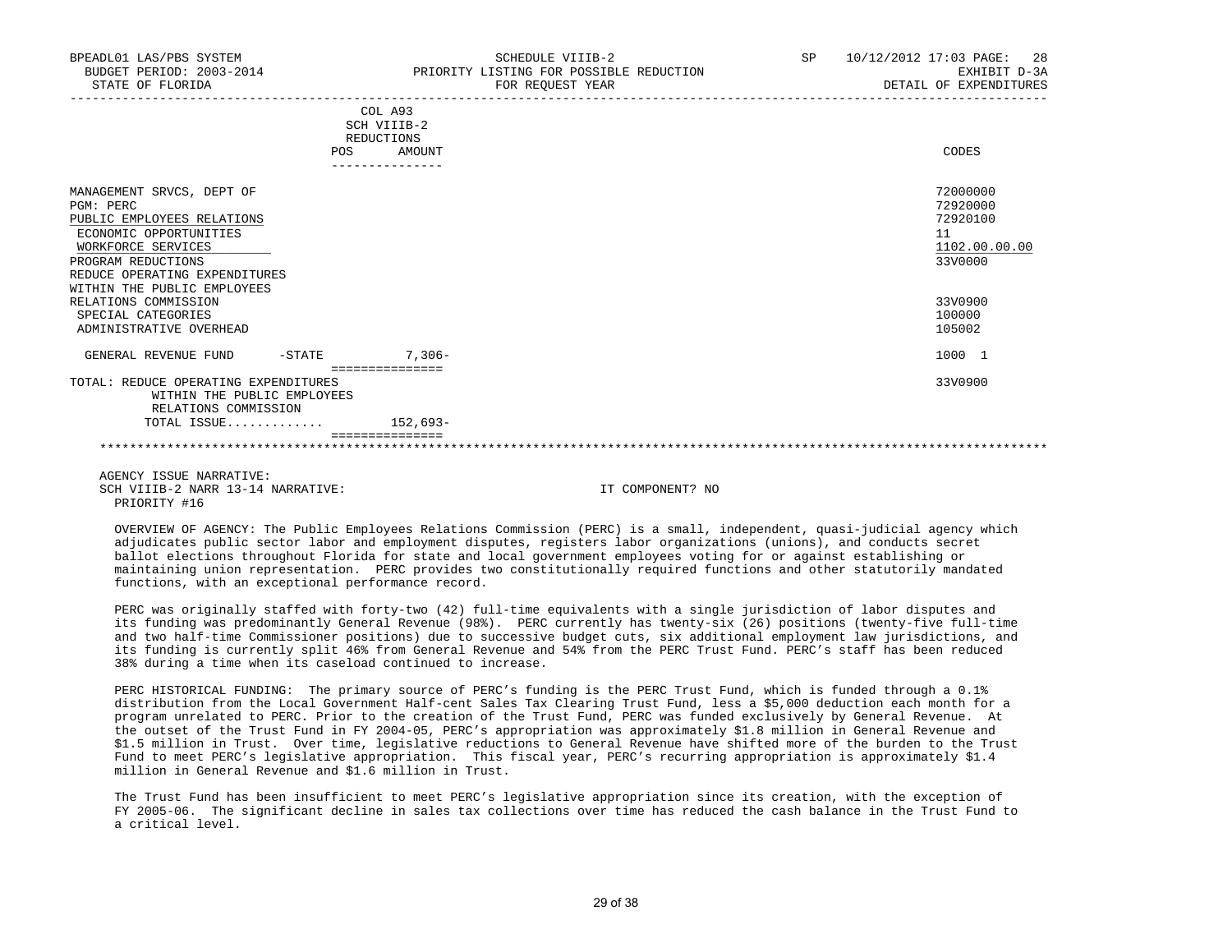BPEADL01 LAS/PBS SYSTEM — SCHEDULE VIIIB-2 — SP 10/12/2012 17:03 PAGE: 28
BUDGET PERIOD: 2003-2014 — PRIORITY LISTING FOR POSSIBLE REDUCTION — EXHIBIT D-3A
STATE OF FLORIDA — FOR REQUEST YEAR — DETAIL OF EXPENDITURES

| | COL A93 SCH VIIIB-2 REDUCTIONS POS | AMOUNT | CODES |
|---|---|---|---|
| MANAGEMENT SRVCS, DEPT OF | | | 72000000 |
| PGM: PERC | | | 72920000 |
| PUBLIC EMPLOYEES RELATIONS | | | 72920100 |
| ECONOMIC OPPORTUNITIES | | | 11 |
| WORKFORCE SERVICES | | | 1102.00.00.00 |
| PROGRAM REDUCTIONS | | | 33V0000 |
| REDUCE OPERATING EXPENDITURES WITHIN THE PUBLIC EMPLOYEES RELATIONS COMMISSION | | | 33V0900 |
| SPECIAL CATEGORIES | | | 100000 |
| ADMINISTRATIVE OVERHEAD | | | 105002 |
| GENERAL REVENUE FUND -STATE | | 7,306- | 1000 1 |
| TOTAL: REDUCE OPERATING EXPENDITURES WITHIN THE PUBLIC EMPLOYEES RELATIONS COMMISSION | | | 33V0900 |
| TOTAL ISSUE............ | | 152,693- | |

AGENCY ISSUE NARRATIVE:
SCH VIIIB-2 NARR 13-14 NARRATIVE: IT COMPONENT? NO
PRIORITY #16

OVERVIEW OF AGENCY: The Public Employees Relations Commission (PERC) is a small, independent, quasi-judicial agency which adjudicates public sector labor and employment disputes, registers labor organizations (unions), and conducts secret ballot elections throughout Florida for state and local government employees voting for or against establishing or maintaining union representation. PERC provides two constitutionally required functions and other statutorily mandated functions, with an exceptional performance record.

PERC was originally staffed with forty-two (42) full-time equivalents with a single jurisdiction of labor disputes and its funding was predominantly General Revenue (98%). PERC currently has twenty-six (26) positions (twenty-five full-time and two half-time Commissioner positions) due to successive budget cuts, six additional employment law jurisdictions, and its funding is currently split 46% from General Revenue and 54% from the PERC Trust Fund. PERC's staff has been reduced 38% during a time when its caseload continued to increase.

PERC HISTORICAL FUNDING: The primary source of PERC's funding is the PERC Trust Fund, which is funded through a 0.1% distribution from the Local Government Half-cent Sales Tax Clearing Trust Fund, less a $5,000 deduction each month for a program unrelated to PERC. Prior to the creation of the Trust Fund, PERC was funded exclusively by General Revenue. At the outset of the Trust Fund in FY 2004-05, PERC's appropriation was approximately $1.8 million in General Revenue and $1.5 million in Trust. Over time, legislative reductions to General Revenue have shifted more of the burden to the Trust Fund to meet PERC's legislative appropriation. This fiscal year, PERC's recurring appropriation is approximately $1.4 million in General Revenue and $1.6 million in Trust.

The Trust Fund has been insufficient to meet PERC's legislative appropriation since its creation, with the exception of FY 2005-06. The significant decline in sales tax collections over time has reduced the cash balance in the Trust Fund to a critical level.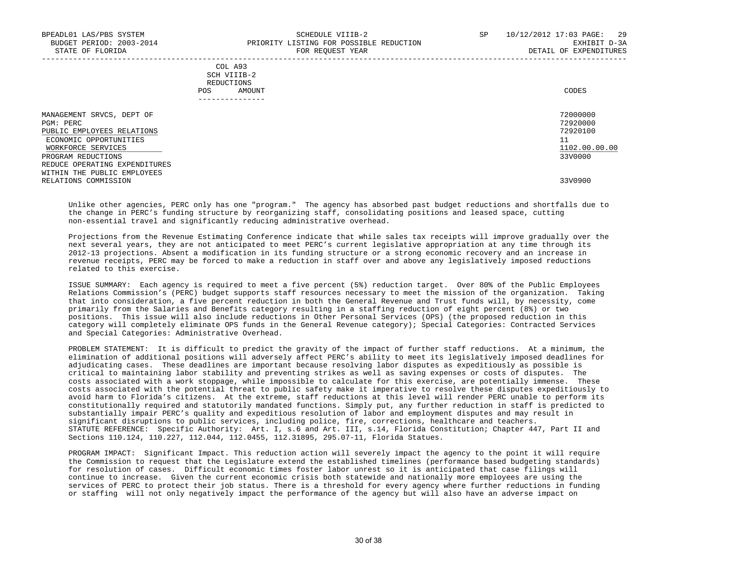BPEADL01 LAS/PBS SYSTEM — SCHEDULE VIIIB-2 — SP 10/12/2012 17:03 PAGE: 29
BUDGET PERIOD: 2003-2014 — PRIORITY LISTING FOR POSSIBLE REDUCTION — EXHIBIT D-3A
STATE OF FLORIDA — FOR REQUEST YEAR — DETAIL OF EXPENDITURES

| | COL A93 SCH VIIIB-2 REDUCTIONS POS AMOUNT | CODES |
|---|---|---|
| MANAGEMENT SRVCS, DEPT OF | | 72000000 |
| PGM: PERC | | 72920000 |
| PUBLIC EMPLOYEES RELATIONS | | 72920100 |
| ECONOMIC OPPORTUNITIES | | 11 |
| WORKFORCE SERVICES | | 1102.00.00.00 |
| PROGRAM REDUCTIONS | | 33V0000 |
| REDUCE OPERATING EXPENDITURES WITHIN THE PUBLIC EMPLOYEES RELATIONS COMMISSION | | 33V0900 |

Unlike other agencies, PERC only has one "program." The agency has absorbed past budget reductions and shortfalls due to the change in PERC's funding structure by reorganizing staff, consolidating positions and leased space, cutting non-essential travel and significantly reducing administrative overhead.

Projections from the Revenue Estimating Conference indicate that while sales tax receipts will improve gradually over the next several years, they are not anticipated to meet PERC's current legislative appropriation at any time through its 2012-13 projections. Absent a modification in its funding structure or a strong economic recovery and an increase in revenue receipts, PERC may be forced to make a reduction in staff over and above any legislatively imposed reductions related to this exercise.

ISSUE SUMMARY: Each agency is required to meet a five percent (5%) reduction target. Over 80% of the Public Employees Relations Commission's (PERC) budget supports staff resources necessary to meet the mission of the organization. Taking that into consideration, a five percent reduction in both the General Revenue and Trust funds will, by necessity, come primarily from the Salaries and Benefits category resulting in a staffing reduction of eight percent (8%) or two positions. This issue will also include reductions in Other Personal Services (OPS) (the proposed reduction in this category will completely eliminate OPS funds in the General Revenue category); Special Categories: Contracted Services and Special Categories: Administrative Overhead.

PROBLEM STATEMENT: It is difficult to predict the gravity of the impact of further staff reductions. At a minimum, the elimination of additional positions will adversely affect PERC's ability to meet its legislatively imposed deadlines for adjudicating cases. These deadlines are important because resolving labor disputes as expeditiously as possible is critical to maintaining labor stability and preventing strikes as well as saving expenses or costs of disputes. The costs associated with a work stoppage, while impossible to calculate for this exercise, are potentially immense. These costs associated with the potential threat to public safety make it imperative to resolve these disputes expeditiously to avoid harm to Florida's citizens. At the extreme, staff reductions at this level will render PERC unable to perform its constitutionally required and statutorily mandated functions. Simply put, any further reduction in staff is predicted to substantially impair PERC's quality and expeditious resolution of labor and employment disputes and may result in significant disruptions to public services, including police, fire, corrections, healthcare and teachers.
STATUTE REFERENCE: Specific Authority: Art. I, s.6 and Art. III, s.14, Florida Constitution; Chapter 447, Part II and Sections 110.124, 110.227, 112.044, 112.0455, 112.31895, 295.07-11, Florida Statues.

PROGRAM IMPACT: Significant Impact. This reduction action will severely impact the agency to the point it will require the Commission to request that the Legislature extend the established timelines (performance based budgeting standards) for resolution of cases. Difficult economic times foster labor unrest so it is anticipated that case filings will continue to increase. Given the current economic crisis both statewide and nationally more employees are using the services of PERC to protect their job status. There is a threshold for every agency where further reductions in funding or staffing will not only negatively impact the performance of the agency but will also have an adverse impact on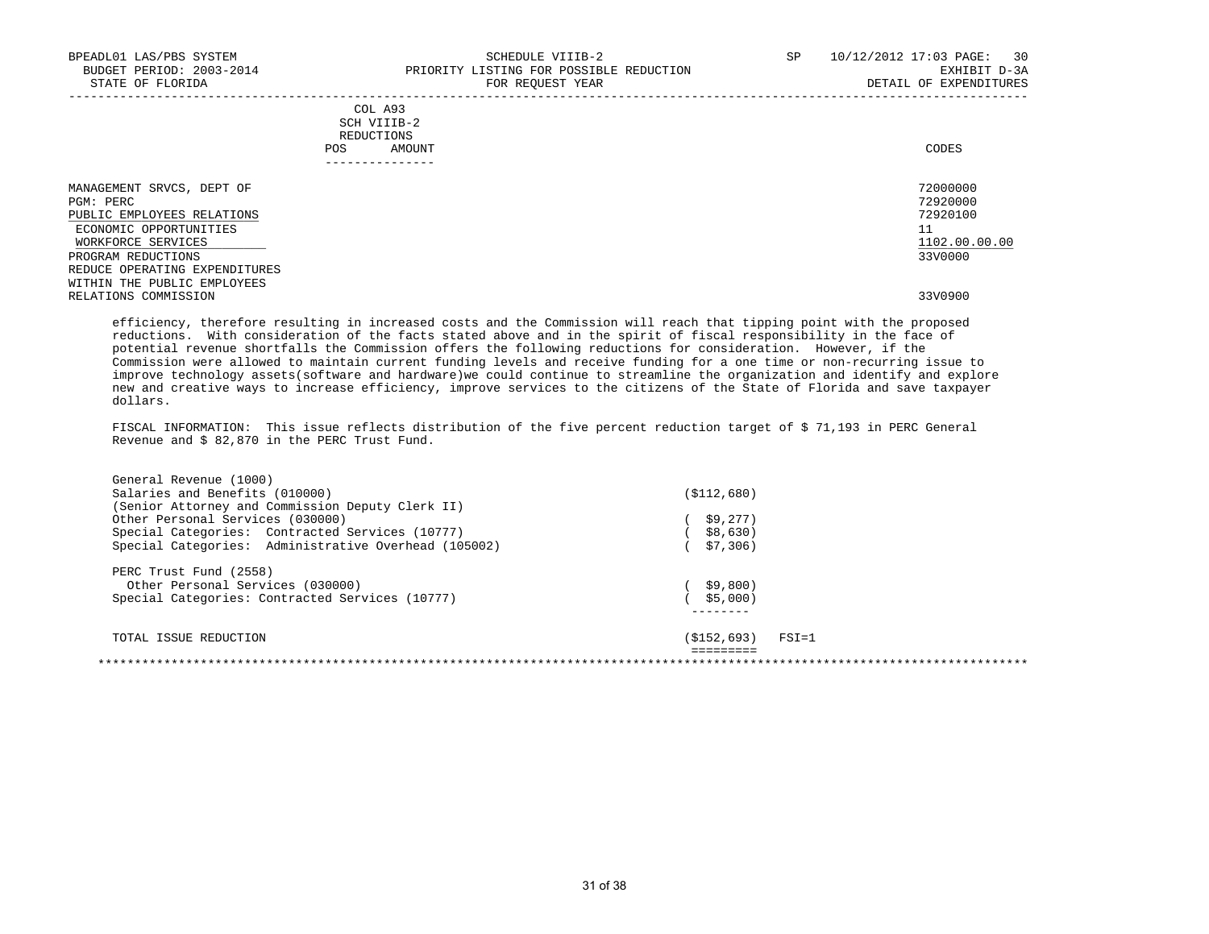BPEADL01 LAS/PBS SYSTEM | SCHEDULE VIIIB-2 | SP | 10/12/2012 17:03 PAGE: 30
BUDGET PERIOD: 2003-2014 | PRIORITY LISTING FOR POSSIBLE REDUCTION | EXHIBIT D-3A
STATE OF FLORIDA | FOR REQUEST YEAR | DETAIL OF EXPENDITURES

| | COL A93 SCH VIIIB-2 REDUCTIONS POS AMOUNT | CODES |
|---|---|---|
| MANAGEMENT SRVCS, DEPT OF | | 72000000 |
| PGM: PERC | | 72920000 |
| PUBLIC EMPLOYEES RELATIONS | | 72920100 |
| ECONOMIC OPPORTUNITIES | | 11 |
| WORKFORCE SERVICES | | 1102.00.00.00 |
| PROGRAM REDUCTIONS | | 33V0000 |
| REDUCE OPERATING EXPENDITURES WITHIN THE PUBLIC EMPLOYEES RELATIONS COMMISSION | | 33V0900 |

efficiency, therefore resulting in increased costs and the Commission will reach that tipping point with the proposed reductions. With consideration of the facts stated above and in the spirit of fiscal responsibility in the face of potential revenue shortfalls the Commission offers the following reductions for consideration. However, if the Commission were allowed to maintain current funding levels and receive funding for a one time or non-recurring issue to improve technology assets(software and hardware)we could continue to streamline the organization and identify and explore new and creative ways to increase efficiency, improve services to the citizens of the State of Florida and save taxpayer dollars.

FISCAL INFORMATION: This issue reflects distribution of the five percent reduction target of $ 71,193 in PERC General Revenue and $ 82,870 in the PERC Trust Fund.

| | | |
|---|---|---|
| General Revenue (1000) | | |
| Salaries and Benefits (010000) (Senior Attorney and Commission Deputy Clerk II) | ($112,680) | |
| Other Personal Services (030000) | ( $9,277) | |
| Special Categories: Contracted Services (10777) | ( $8,630) | |
| Special Categories: Administrative Overhead (105002) | ( $7,306) | |
| PERC Trust Fund (2558) | | |
| Other Personal Services (030000) | ( $9,800) | |
| Special Categories: Contracted Services (10777) | ( $5,000) | |
| TOTAL ISSUE REDUCTION | ($152,693) | FSI=1 |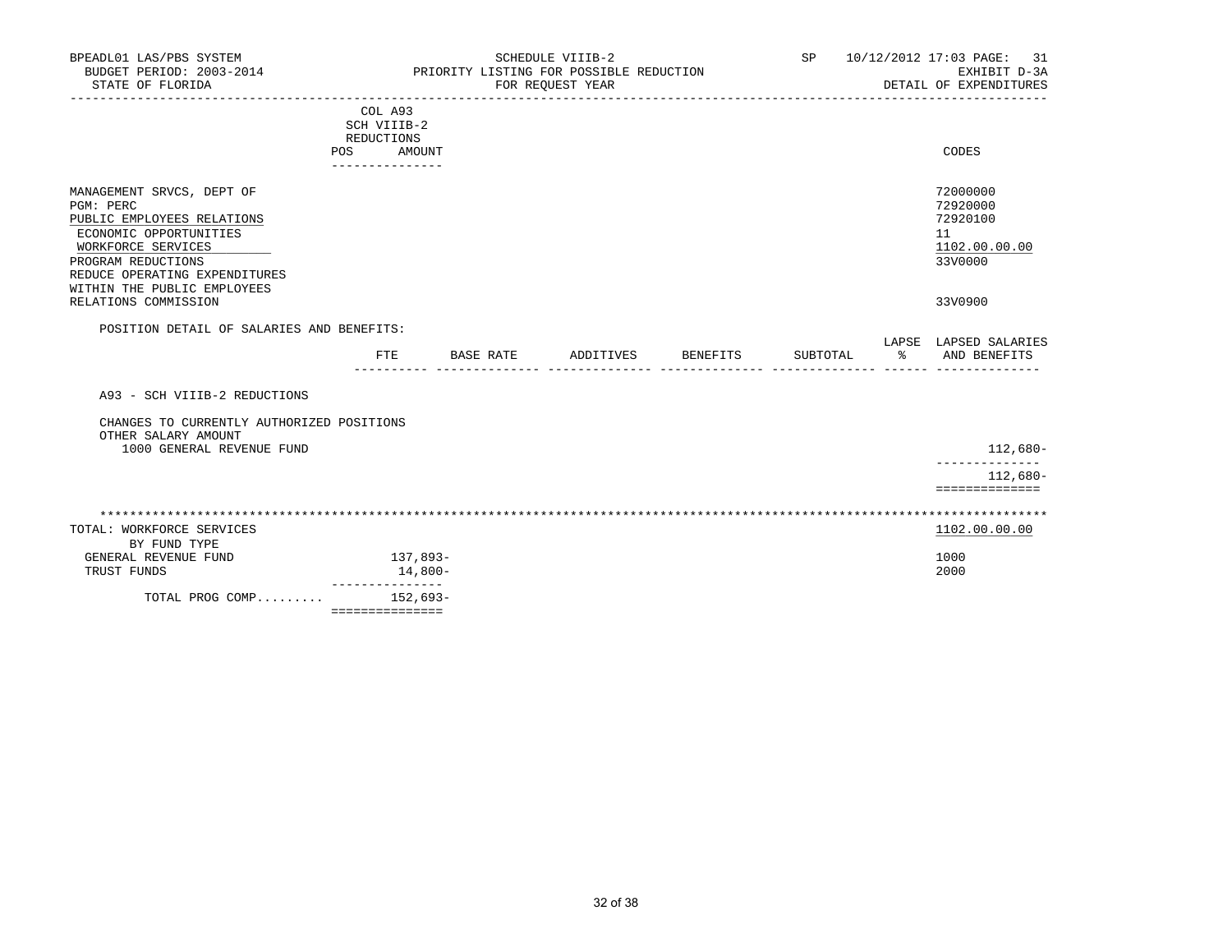BPEADL01 LAS/PBS SYSTEM
BUDGET PERIOD: 2003-2014
STATE OF FLORIDA

SCHEDULE VIIIB-2
PRIORITY LISTING FOR POSSIBLE REDUCTION
FOR REQUEST YEAR

SP 10/12/2012 17:03 PAGE: 31
EXHIBIT D-3A
DETAIL OF EXPENDITURES

| | COL A93 SCH VIIIB-2 REDUCTIONS POS AMOUNT | CODES |
|---|---|---|
| MANAGEMENT SRVCS, DEPT OF | | 72000000 |
| PGM: PERC | | 72920000 |
| PUBLIC EMPLOYEES RELATIONS | | 72920100 |
| ECONOMIC OPPORTUNITIES | | 11 |
| WORKFORCE SERVICES | | 1102.00.00.00 |
| PROGRAM REDUCTIONS | | 33V0000 |
| REDUCE OPERATING EXPENDITURES WITHIN THE PUBLIC EMPLOYEES RELATIONS COMMISSION | | 33V0900 |

POSITION DETAIL OF SALARIES AND BENEFITS:

| | FTE | BASE RATE | ADDITIVES | BENEFITS | SUBTOTAL | LAPSE % | LAPSED SALARIES AND BENEFITS |
|---|---|---|---|---|---|---|---|
| A93 - SCH VIIIB-2 REDUCTIONS | | | | | | | |
| CHANGES TO CURRENTLY AUTHORIZED POSITIONS | | | | | | | |
| OTHER SALARY AMOUNT | | | | | | | |
| 1000 GENERAL REVENUE FUND | | | | | | | 112,680- |
| | | | | | | | 112,680- |

| TOTAL: WORKFORCE SERVICES | | 1102.00.00.00 |
|---|---|---|
| BY FUND TYPE | | |
| GENERAL REVENUE FUND | 137,893- | 1000 |
| TRUST FUNDS | 14,800- | 2000 |
| TOTAL PROG COMP......... | 152,693- | |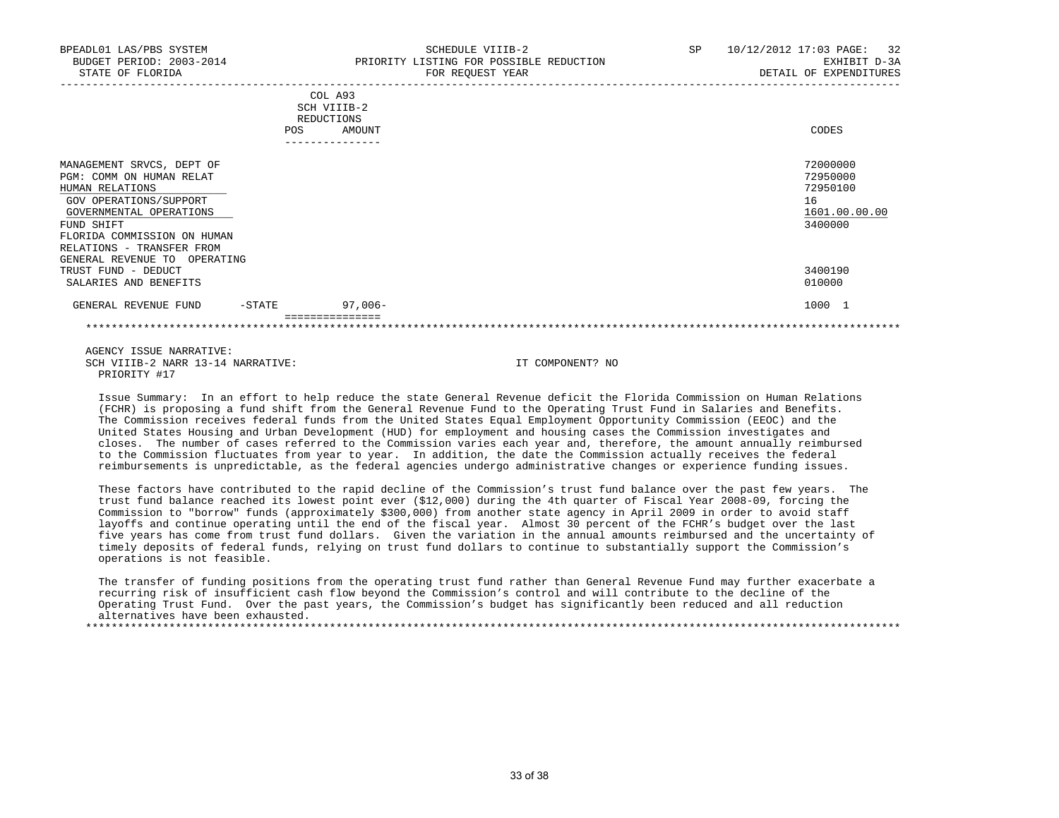BPEADL01 LAS/PBS SYSTEM | SCHEDULE VIIIB-2 | SP 10/12/2012 17:03 PAGE: 32
BUDGET PERIOD: 2003-2014 | PRIORITY LISTING FOR POSSIBLE REDUCTION | EXHIBIT D-3A
STATE OF FLORIDA | FOR REQUEST YEAR | DETAIL OF EXPENDITURES

| | COL A93 SCH VIIIB-2 REDUCTIONS POS | AMOUNT | CODES |
|---|---|---|---|
| MANAGEMENT SRVCS, DEPT OF | | | 72000000 |
| PGM: COMM ON HUMAN RELAT | | | 72950000 |
| HUMAN RELATIONS | | | 72950100 |
| GOV OPERATIONS/SUPPORT | | | 16 |
| GOVERNMENTAL OPERATIONS | | | 1601.00.00.00 |
| FUND SHIFT | | | 3400000 |
| FLORIDA COMMISSION ON HUMAN RELATIONS - TRANSFER FROM GENERAL REVENUE TO OPERATING TRUST FUND - DEDUCT | | | 3400190 |
| SALARIES AND BENEFITS | | | 010000 |
| GENERAL REVENUE FUND -STATE | | 97,006- | 1000 1 |

AGENCY ISSUE NARRATIVE:
SCH VIIIB-2 NARR 13-14 NARRATIVE: IT COMPONENT? NO
PRIORITY #17

Issue Summary: In an effort to help reduce the state General Revenue deficit the Florida Commission on Human Relations (FCHR) is proposing a fund shift from the General Revenue Fund to the Operating Trust Fund in Salaries and Benefits. The Commission receives federal funds from the United States Equal Employment Opportunity Commission (EEOC) and the United States Housing and Urban Development (HUD) for employment and housing cases the Commission investigates and closes. The number of cases referred to the Commission varies each year and, therefore, the amount annually reimbursed to the Commission fluctuates from year to year. In addition, the date the Commission actually receives the federal reimbursements is unpredictable, as the federal agencies undergo administrative changes or experience funding issues.

These factors have contributed to the rapid decline of the Commission's trust fund balance over the past few years. The trust fund balance reached its lowest point ever ($12,000) during the 4th quarter of Fiscal Year 2008-09, forcing the Commission to "borrow" funds (approximately $300,000) from another state agency in April 2009 in order to avoid staff layoffs and continue operating until the end of the fiscal year. Almost 30 percent of the FCHR's budget over the last five years has come from trust fund dollars. Given the variation in the annual amounts reimbursed and the uncertainty of timely deposits of federal funds, relying on trust fund dollars to continue to substantially support the Commission's operations is not feasible.

The transfer of funding positions from the operating trust fund rather than General Revenue Fund may further exacerbate a recurring risk of insufficient cash flow beyond the Commission's control and will contribute to the decline of the Operating Trust Fund. Over the past years, the Commission's budget has significantly been reduced and all reduction alternatives have been exhausted.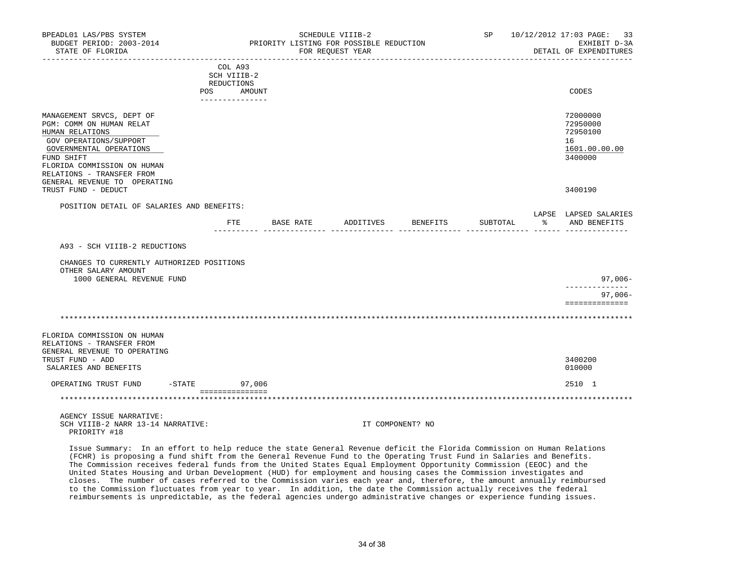BPEADL01 LAS/PBS SYSTEM — SCHEDULE VIIIB-2 — SP 10/12/2012 17:03 PAGE: 33
BUDGET PERIOD: 2003-2014 — PRIORITY LISTING FOR POSSIBLE REDUCTION — EXHIBIT D-3A
STATE OF FLORIDA — FOR REQUEST YEAR — DETAIL OF EXPENDITURES

| | COL A93 SCH VIIIB-2 REDUCTIONS POS AMOUNT | CODES |
|---|---|---|
| MANAGEMENT SRVCS, DEPT OF | | 72000000 |
| PGM: COMM ON HUMAN RELAT | | 72950000 |
| HUMAN RELATIONS | | 72950100 |
| GOV OPERATIONS/SUPPORT | | 16 |
| GOVERNMENTAL OPERATIONS | | 1601.00.00.00 |
| FUND SHIFT | | 3400000 |
| FLORIDA COMMISSION ON HUMAN RELATIONS - TRANSFER FROM GENERAL REVENUE TO OPERATING TRUST FUND - DEDUCT | | 3400190 |

POSITION DETAIL OF SALARIES AND BENEFITS:

| | FTE | BASE RATE | ADDITIVES | BENEFITS | SUBTOTAL | LAPSE % | LAPSED SALARIES AND BENEFITS |
|---|---|---|---|---|---|---|---|
| A93 - SCH VIIIB-2 REDUCTIONS | | | | | | | |
| CHANGES TO CURRENTLY AUTHORIZED POSITIONS | | | | | | | |
| OTHER SALARY AMOUNT | | | | | | | |
| 1000 GENERAL REVENUE FUND | | | | | | | 97,006- |
| | | | | | | | 97,006- |

\*\*\*\*\*\*\*\*\*\*\*\*\*\*\*\*\*\*\*\*\*\*\*\*\*\*\*\*\*\*\*\*\*\*\*\*\*\*\*\*

| | COL A93 SCH VIIIB-2 REDUCTIONS POS AMOUNT | CODES |
|---|---|---|
| FLORIDA COMMISSION ON HUMAN RELATIONS - TRANSFER FROM GENERAL REVENUE TO OPERATING TRUST FUND - ADD | | 3400200 |
| SALARIES AND BENEFITS | | 010000 |
| OPERATING TRUST FUND -STATE | 97,006 | 2510 1 |

\*\*\*\*\*\*\*\*\*\*\*\*\*\*\*\*\*\*\*\*\*\*\*\*\*\*\*\*\*\*\*\*\*\*\*\*\*\*\*\*

AGENCY ISSUE NARRATIVE:
SCH VIIIB-2 NARR 13-14 NARRATIVE: IT COMPONENT? NO
PRIORITY #18

Issue Summary: In an effort to help reduce the state General Revenue deficit the Florida Commission on Human Relations (FCHR) is proposing a fund shift from the General Revenue Fund to the Operating Trust Fund in Salaries and Benefits. The Commission receives federal funds from the United States Equal Employment Opportunity Commission (EEOC) and the United States Housing and Urban Development (HUD) for employment and housing cases the Commission investigates and closes. The number of cases referred to the Commission varies each year and, therefore, the amount annually reimbursed to the Commission fluctuates from year to year. In addition, the date the Commission actually receives the federal reimbursements is unpredictable, as the federal agencies undergo administrative changes or experience funding issues.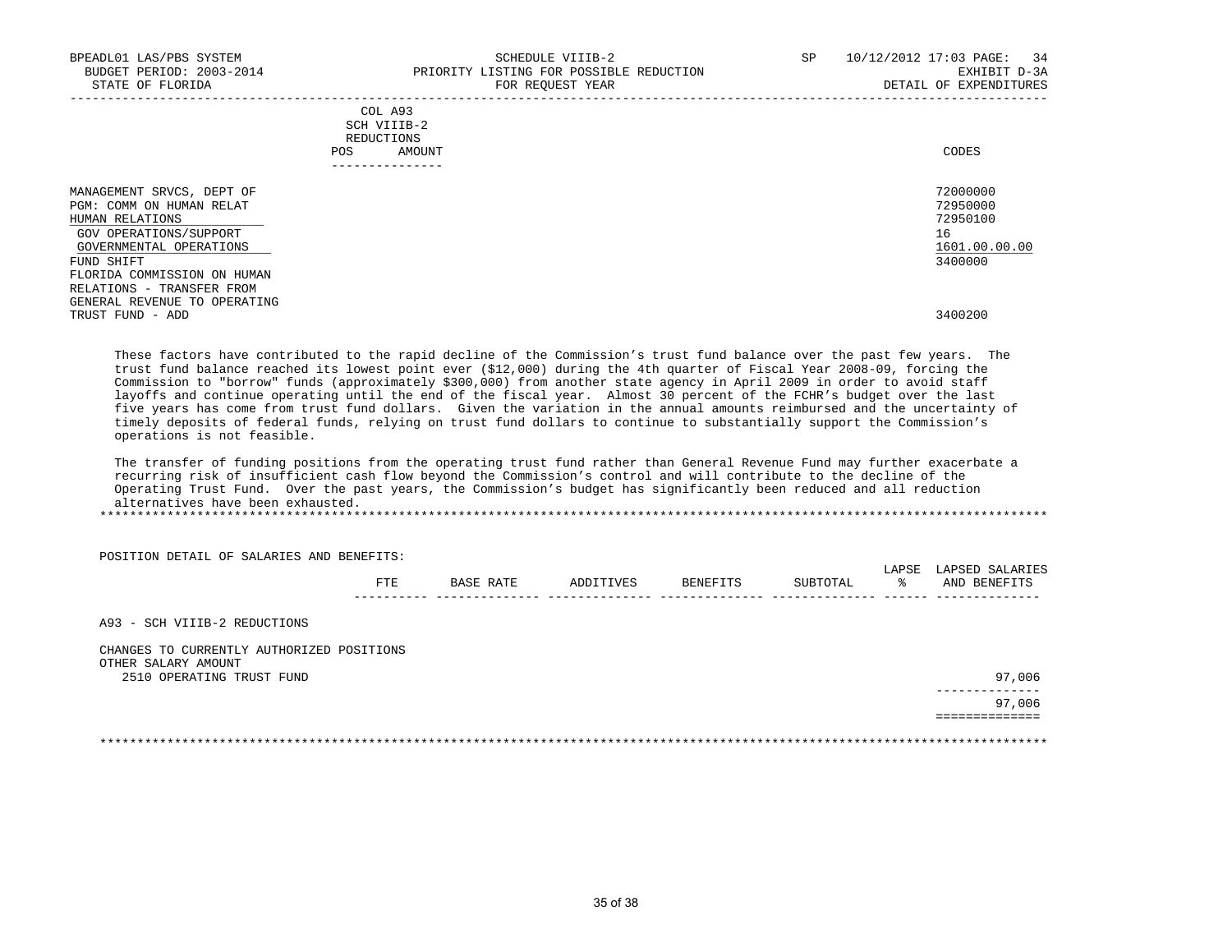BPEADL01 LAS/PBS SYSTEM
BUDGET PERIOD: 2003-2014
STATE OF FLORIDA

SCHEDULE VIIIB-2
PRIORITY LISTING FOR POSSIBLE REDUCTION
FOR REQUEST YEAR

SP 10/12/2012 17:03 PAGE: 34
EXHIBIT D-3A
DETAIL OF EXPENDITURES

| | COL A93 SCH VIIIB-2 REDUCTIONS POS AMOUNT | CODES |
|---|---|---|
| MANAGEMENT SRVCS, DEPT OF | | 72000000 |
| PGM: COMM ON HUMAN RELAT | | 72950000 |
| HUMAN RELATIONS | | 72950100 |
| GOV OPERATIONS/SUPPORT | | 16 |
| GOVERNMENTAL OPERATIONS | | 1601.00.00.00 |
| FUND SHIFT | | 3400000 |
| FLORIDA COMMISSION ON HUMAN RELATIONS - TRANSFER FROM GENERAL REVENUE TO OPERATING TRUST FUND - ADD | | 3400200 |

These factors have contributed to the rapid decline of the Commission's trust fund balance over the past few years. The trust fund balance reached its lowest point ever ($12,000) during the 4th quarter of Fiscal Year 2008-09, forcing the Commission to "borrow" funds (approximately $300,000) from another state agency in April 2009 in order to avoid staff layoffs and continue operating until the end of the fiscal year. Almost 30 percent of the FCHR's budget over the last five years has come from trust fund dollars. Given the variation in the annual amounts reimbursed and the uncertainty of timely deposits of federal funds, relying on trust fund dollars to continue to substantially support the Commission's operations is not feasible.

The transfer of funding positions from the operating trust fund rather than General Revenue Fund may further exacerbate a recurring risk of insufficient cash flow beyond the Commission's control and will contribute to the decline of the Operating Trust Fund. Over the past years, the Commission's budget has significantly been reduced and all reduction alternatives have been exhausted.

******************************************************************************************************************************

POSITION DETAIL OF SALARIES AND BENEFITS:

| | FTE | BASE RATE | ADDITIVES | BENEFITS | SUBTOTAL | LAPSE % | LAPSED SALARIES AND BENEFITS |
|---|---|---|---|---|---|---|---|
| A93 - SCH VIIIB-2 REDUCTIONS | | | | | | | |
| CHANGES TO CURRENTLY AUTHORIZED POSITIONS | | | | | | | |
| OTHER SALARY AMOUNT | | | | | | | |
| 2510 OPERATING TRUST FUND | | | | | | | 97,006 |
| | | | | | | | 97,006 |

******************************************************************************************************************************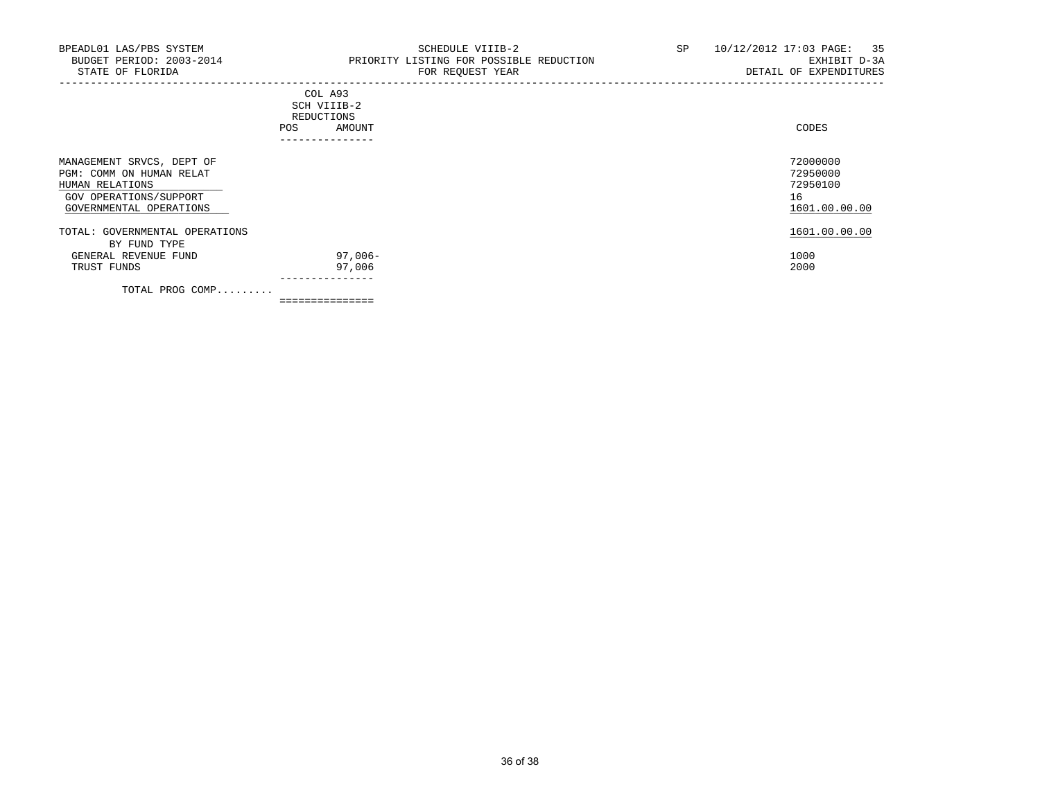BPEADL01 LAS/PBS SYSTEM
BUDGET PERIOD: 2003-2014
STATE OF FLORIDA

SCHEDULE VIIIB-2
PRIORITY LISTING FOR POSSIBLE REDUCTION
FOR REQUEST YEAR

SP 10/12/2012 17:03 PAGE: 35
EXHIBIT D-3A
DETAIL OF EXPENDITURES

| | COL A93 SCH VIIIB-2 REDUCTIONS POS | AMOUNT | CODES |
|---|---|---|---|
| MANAGEMENT SRVCS, DEPT OF | | | 72000000 |
| PGM: COMM ON HUMAN RELAT | | | 72950000 |
| HUMAN RELATIONS | | | 72950100 |
| GOV OPERATIONS/SUPPORT | | | 16 |
| GOVERNMENTAL OPERATIONS | | | 1601.00.00.00 |
| TOTAL: GOVERNMENTAL OPERATIONS | | | 1601.00.00.00 |
| BY FUND TYPE | | | |
| GENERAL REVENUE FUND | | 97,006- | 1000 |
| TRUST FUNDS | | 97,006 | 2000 |
| TOTAL PROG COMP......... | | | |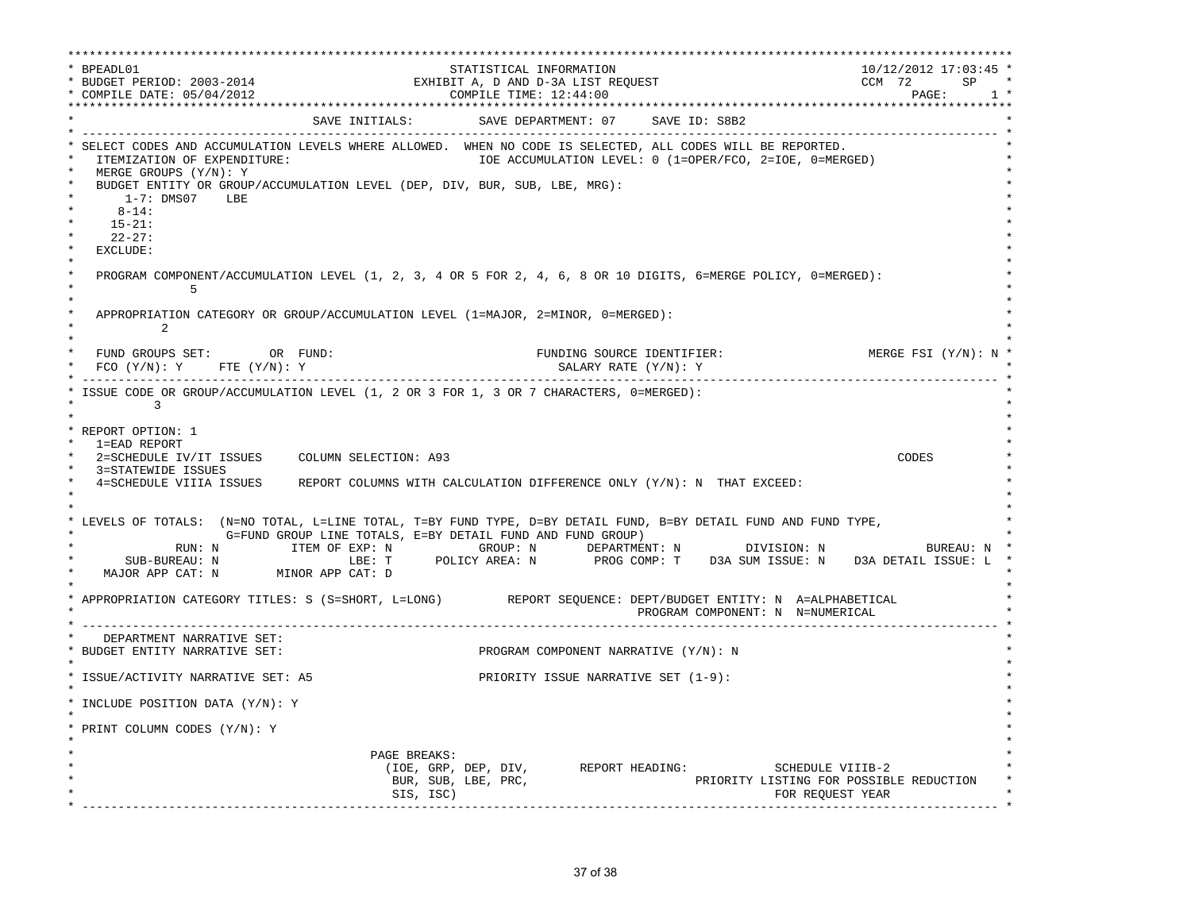```
****************************************************************************************************************************
* BPEADL01                                        STATISTICAL INFORMATION                                10/12/2012 17:03:45 *
* BUDGET PERIOD: 2003-2014                   EXHIBIT A, D AND D-3A LIST REQUEST                        CCM 72        SP    *
* COMPILE DATE: 05/04/2012                          COMPILE TIME: 12:44:00                                          PAGE:     1 *
****************************************************************************************************************************
*                                   SAVE INITIALS:        SAVE DEPARTMENT: 07     SAVE ID: S8B2                             *
* -------------------------------------------------------------------------------------------------------------------------- *
* SELECT CODES AND ACCUMULATION LEVELS WHERE ALLOWED.  WHEN NO CODE IS SELECTED, ALL CODES WILL BE REPORTED.               *
*   ITEMIZATION OF EXPENDITURE:                         IOE ACCUMULATION LEVEL: 0 (1=OPER/FCO, 2=IOE, 0=MERGED)            *
*   MERGE GROUPS (Y/N): Y                                                                                                  *
*   BUDGET ENTITY OR GROUP/ACCUMULATION LEVEL (DEP, DIV, BUR, SUB, LBE, MRG):                                               *
*       1-7: DMS07    LBE                                                                                                  *
*      8-14:                                                                                                               *
*     15-21:                                                                                                               *
*     22-27:                                                                                                               *
*   EXCLUDE:                                                                                                               *
*                                                                                                                          *
*   PROGRAM COMPONENT/ACCUMULATION LEVEL (1, 2, 3, 4 OR 5 FOR 2, 4, 6, 8 OR 10 DIGITS, 6=MERGE POLICY, 0=MERGED):           *
*               5                                                                                                          *
*                                                                                                                          *
*   APPROPRIATION CATEGORY OR GROUP/ACCUMULATION LEVEL (1=MAJOR, 2=MINOR, 0=MERGED):                                        *
*           2                                                                                                              *
*                                                                                                                          *
*   FUND GROUPS SET:        OR  FUND:                            FUNDING SOURCE IDENTIFIER:                  MERGE FSI (Y/N): N *
*   FCO (Y/N): Y     FTE (Y/N): Y                                        SALARY RATE (Y/N): Y                              *
* -------------------------------------------------------------------------------------------------------------------------- *
* ISSUE CODE OR GROUP/ACCUMULATION LEVEL (1, 2 OR 3 FOR 1, 3 OR 7 CHARACTERS, 0=MERGED):                                   *
*          3                                                                                                               *
*                                                                                                                          *
* REPORT OPTION: 1                                                                                                         *
*   1=EAD REPORT                                                                                                           *
*   2=SCHEDULE IV/IT ISSUES     COLUMN SELECTION: A93                                                          CODES       *
*   3=STATEWIDE ISSUES                                                                                                     *
*   4=SCHEDULE VIIIA ISSUES     REPORT COLUMNS WITH CALCULATION DIFFERENCE ONLY (Y/N): N  THAT EXCEED:                     *
*                                                                                                                          *
*                                                                                                                          *
* LEVELS OF TOTALS:  (N=NO TOTAL, L=LINE TOTAL, T=BY FUND TYPE, D=BY DETAIL FUND, B=BY DETAIL FUND AND FUND TYPE,           *
*                   G=FUND GROUP LINE TOTALS, E=BY DETAIL FUND AND FUND GROUP)                                              *
*             RUN: N          ITEM OF EXP: N            GROUP: N       DEPARTMENT: N         DIVISION: N             BUREAU: N *
*       SUB-BUREAU: N                  LBE: T      POLICY AREA: N       PROG COMP: T    D3A SUM ISSUE: N    D3A DETAIL ISSUE: L *
*    MAJOR APP CAT: N        MINOR APP CAT: D                                                                               *
*                                                                                                                          *
* APPROPRIATION CATEGORY TITLES: S (S=SHORT, L=LONG)         REPORT SEQUENCE: DEPT/BUDGET ENTITY: N  A=ALPHABETICAL          *
*                                                                             PROGRAM COMPONENT: N  N=NUMERICAL             *
* -------------------------------------------------------------------------------------------------------------------------- *
*    DEPARTMENT NARRATIVE SET:                                                                                             *
* BUDGET ENTITY NARRATIVE SET:                          PROGRAM COMPONENT NARRATIVE (Y/N): N                               *
*                                                                                                                          *
* ISSUE/ACTIVITY NARRATIVE SET: A5                      PRIORITY ISSUE NARRATIVE SET (1-9):                                *
*                                                                                                                          *
* INCLUDE POSITION DATA (Y/N): Y                                                                                           *
*                                                                                                                          *
* PRINT COLUMN CODES (Y/N): Y                                                                                              *
*                                                                                                                          *
*                                     PAGE BREAKS:                                                                         *
*                                       (IOE, GRP, DEP, DIV,       REPORT HEADING:            SCHEDULE VIIIB-2             *
*                                        BUR, SUB, LBE, PRC,                        PRIORITY LISTING FOR POSSIBLE REDUCTION  *
*                                        SIS, ISC)                                               FOR REQUEST YEAR           *
* -------------------------------------------------------------------------------------------------------------------------- *
```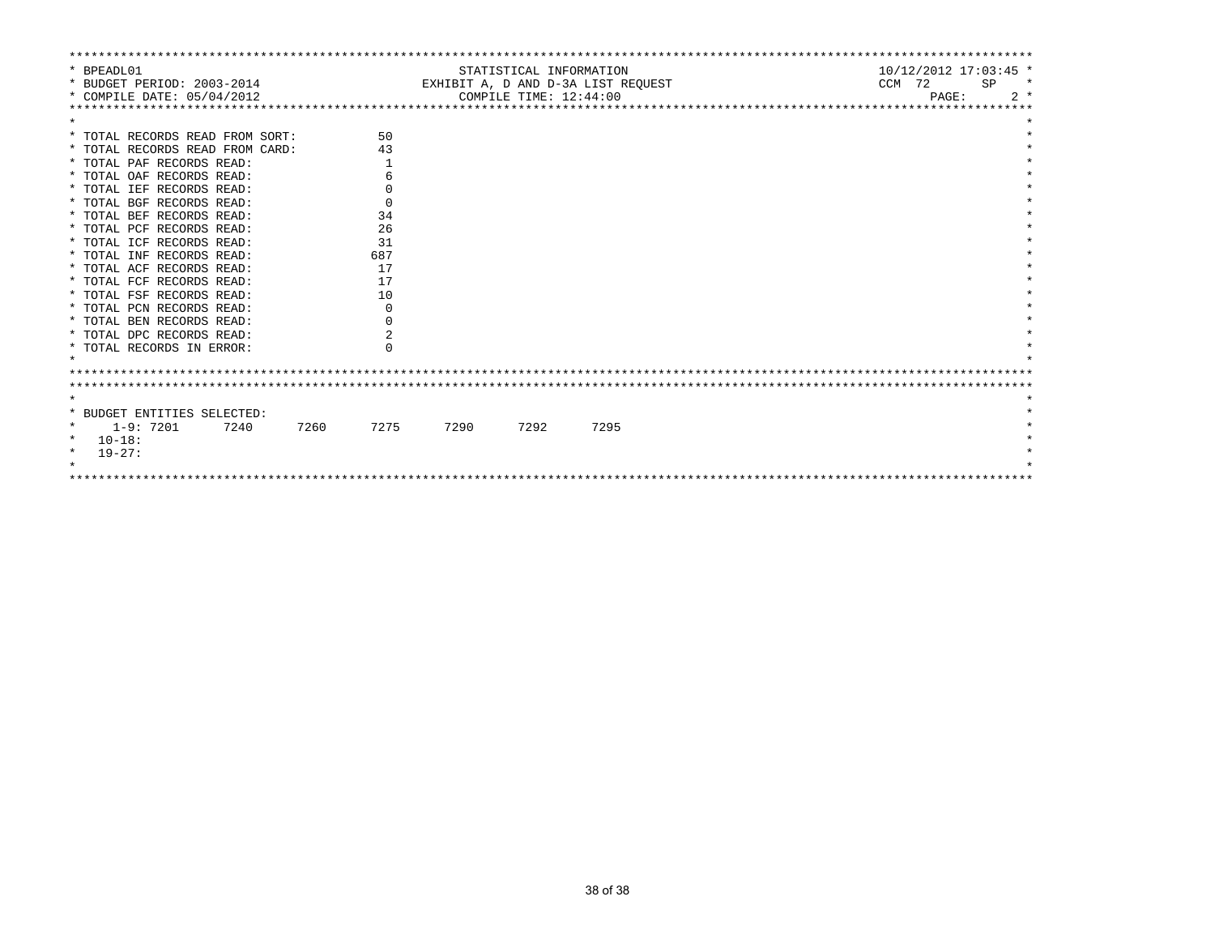```
***************************************************************************************************************************
* BPEADL01                                         STATISTICAL INFORMATION                              10/12/2012 17:03:45 *
* BUDGET PERIOD: 2003-2014                     EXHIBIT A, D AND D-3A LIST REQUEST                       CCM  72       SP    *
* COMPILE DATE: 05/04/2012                          COMPILE TIME: 12:44:00                                       PAGE:      2 *
***************************************************************************************************************************
*                                                                                                                         *
* TOTAL RECORDS READ FROM SORT:           50                                                                              *
* TOTAL RECORDS READ FROM CARD:           43                                                                              *
* TOTAL PAF RECORDS READ:                  1                                                                              *
* TOTAL OAF RECORDS READ:                  6                                                                              *
* TOTAL IEF RECORDS READ:                  0                                                                              *
* TOTAL BGF RECORDS READ:                  0                                                                              *
* TOTAL BEF RECORDS READ:                 34                                                                              *
* TOTAL PCF RECORDS READ:                 26                                                                              *
* TOTAL ICF RECORDS READ:                 31                                                                              *
* TOTAL INF RECORDS READ:                687                                                                              *
* TOTAL ACF RECORDS READ:                 17                                                                              *
* TOTAL FCF RECORDS READ:                 17                                                                              *
* TOTAL FSF RECORDS READ:                 10                                                                              *
* TOTAL PCN RECORDS READ:                  0                                                                              *
* TOTAL BEN RECORDS READ:                  0                                                                              *
* TOTAL DPC RECORDS READ:                  2                                                                              *
* TOTAL RECORDS IN ERROR:                  0                                                                              *
*                                                                                                                         *
***************************************************************************************************************************
***************************************************************************************************************************
*                                                                                                                         *
* BUDGET ENTITIES SELECTED:                                                                                               *
*     1-9: 7201      7240      7260      7275      7290      7292      7295                                               *
*   10-18:                                                                                                                *
*   19-27:                                                                                                                *
*                                                                                                                         *
***************************************************************************************************************************
```